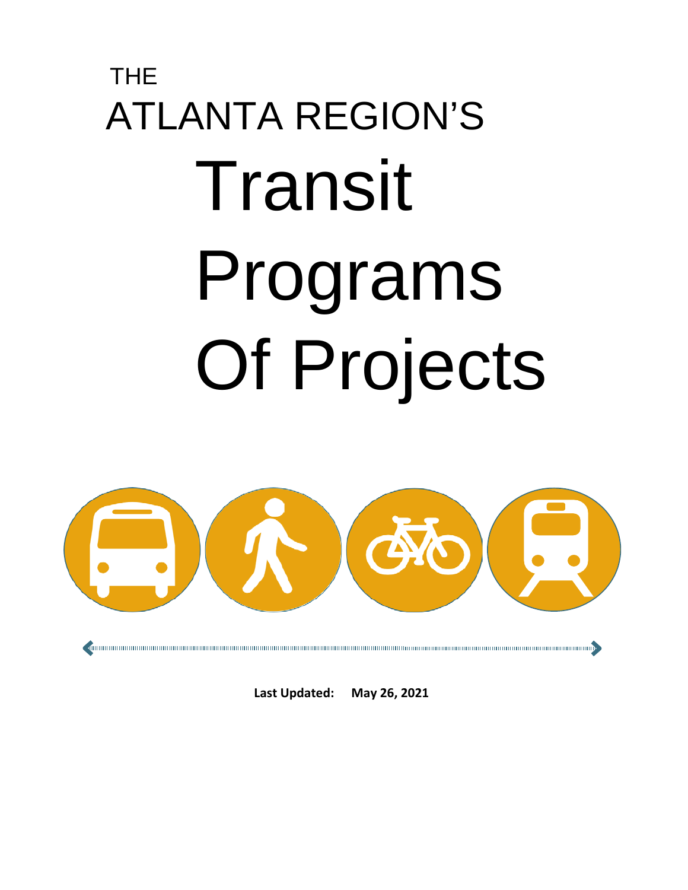THE

ATLANTA REGION'S

# Transit Programs Of Projects

**Last Updated: May 26, 2021**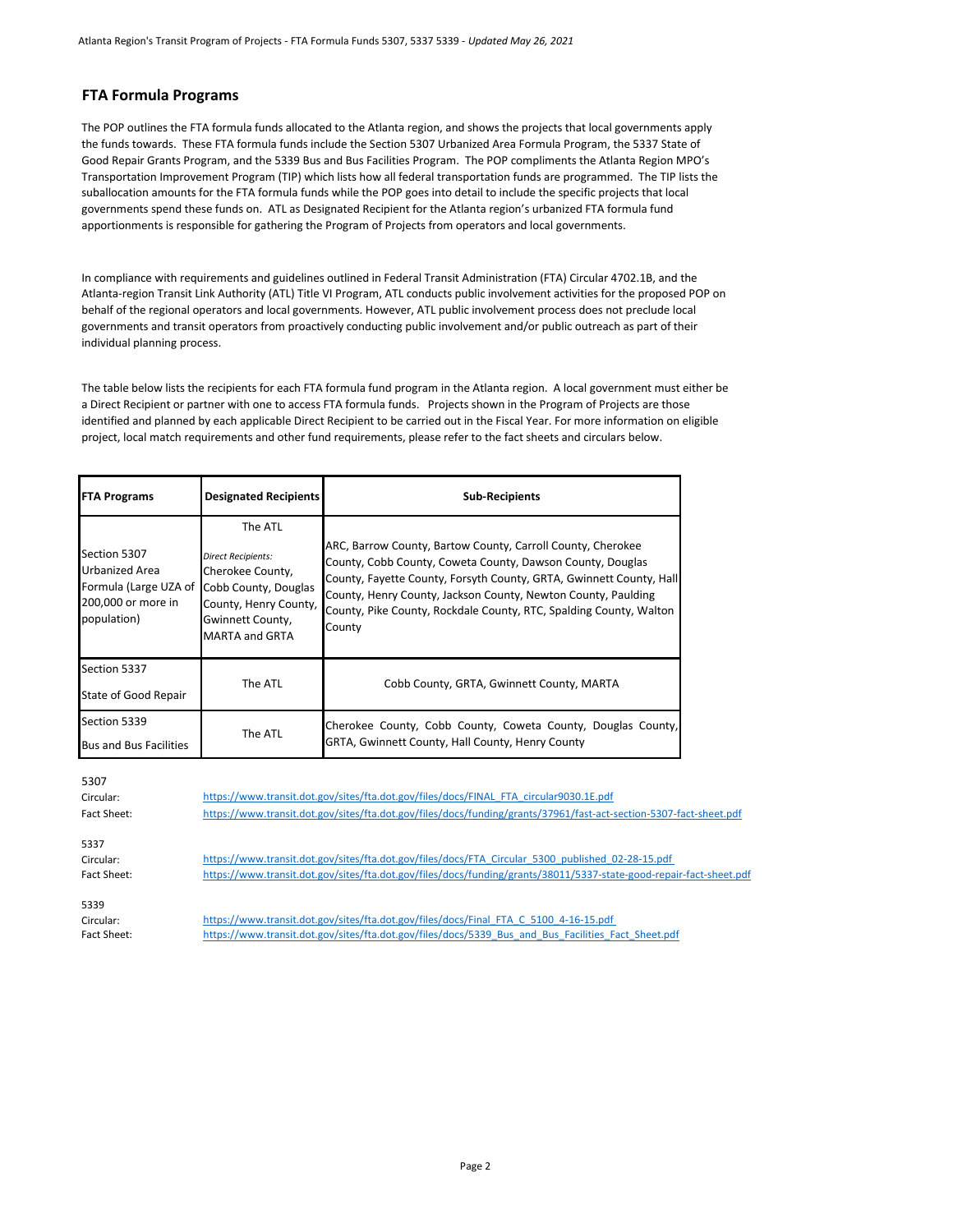## FTA Formula Programs

The POP outlines the FTA formula funds allocated to the Atlanta region, and shows the projects that local governments apply the funds towards. These FTA formula funds include the Section 5307 Urbanized Area Formula Program, the 5337 State of Good Repair Grants Program, and the 5339 Bus and Bus Facilities Program. The POP compliments the Atlanta Region MPO's Transportation Improvement Program (TIP) which lists how all federal transportation funds are programmed. The TIP lists the suballocation amounts for the FTA formula funds while the POP goes into detail to include the specific projects that local governments spend these funds on. ATL as Designated Recipient for the Atlanta region's urbanized FTA formula fund apportionments is responsible for gathering the Program of Projects from operators and local governments.

In compliance with requirements and guidelines outlined in Federal Transit Administration (FTA) Circular 4702.1B, and the Atlanta-region Transit Link Authority (ATL) Title VI Program, ATL conducts public involvement activities for the proposed POP on behalf of the regional operators and local governments. However, ATL public involvement process does not preclude local governments and transit operators from proactively conducting public involvement and/or public outreach as part of their individual planning process.

The table below lists the recipients for each FTA formula fund program in the Atlanta region. A local government must either be a Direct Recipient or partner with one to access FTA formula funds. Projects shown in the Program of Projects are those identified and planned by each applicable Direct Recipient to be carried out in the Fiscal Year. For more information on eligible project, local match requirements and other fund requirements, please refer to the fact sheets and circulars below.

| FTA Programs | Designated Recipients | Sub-Recipients |
|---|---|---|
| Section 5307 Urbanized Area Formula (Large UZA of 200,000 or more in population) | The ATL<br>*Direct Recipients:* Cherokee County, Cobb County, Douglas County, Henry County, Gwinnett County, MARTA and GRTA | ARC, Barrow County, Bartow County, Carroll County, Cherokee County, Cobb County, Coweta County, Dawson County, Douglas County, Fayette County, Forsyth County, GRTA, Gwinnett County, Hall County, Henry County, Jackson County, Newton County, Paulding County, Pike County, Rockdale County, RTC, Spalding County, Walton County |
| Section 5337 State of Good Repair | The ATL | Cobb County, GRTA, Gwinnett County, MARTA |
| Section 5339 Bus and Bus Facilities | The ATL | Cherokee County, Cobb County, Coweta County, Douglas County, GRTA, Gwinnett County, Hall County, Henry County |

5307
Circular: https://www.transit.dot.gov/sites/fta.dot.gov/files/docs/FINAL_FTA_circular9030.1E.pdf
Fact Sheet: https://www.transit.dot.gov/sites/fta.dot.gov/files/docs/funding/grants/37961/fast-act-section-5307-fact-sheet.pdf

5337
Circular: https://www.transit.dot.gov/sites/fta.dot.gov/files/docs/FTA_Circular_5300_published_02-28-15.pdf
Fact Sheet: https://www.transit.dot.gov/sites/fta.dot.gov/files/docs/funding/grants/38011/5337-state-good-repair-fact-sheet.pdf

5339
Circular: https://www.transit.dot.gov/sites/fta.dot.gov/files/docs/Final_FTA_C_5100_4-16-15.pdf
Fact Sheet: https://www.transit.dot.gov/sites/fta.dot.gov/files/docs/5339_Bus_and_Bus_Facilities_Fact_Sheet.pdf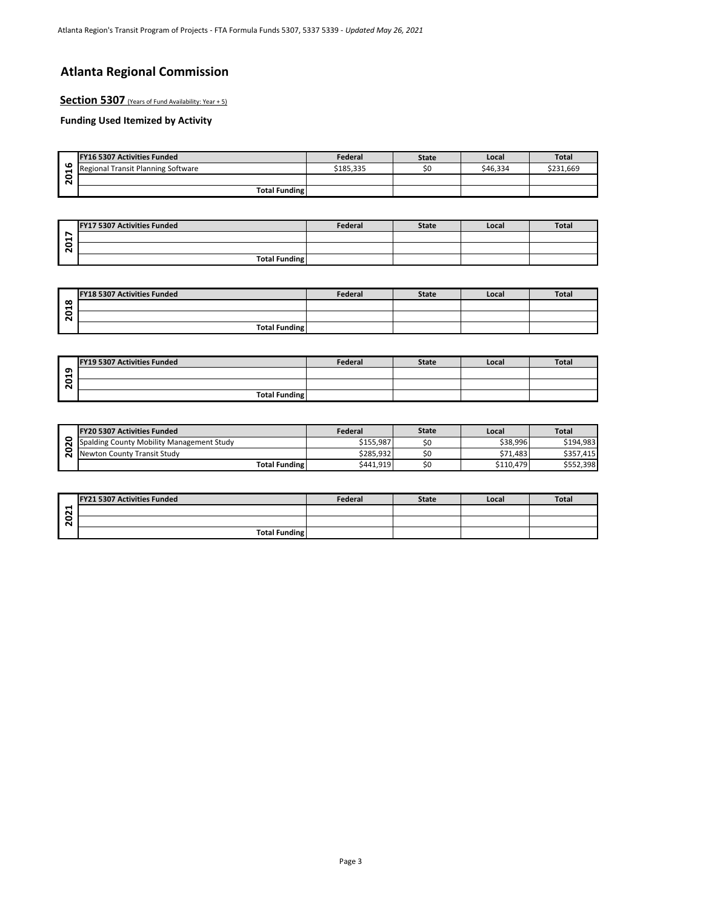# Atlanta Regional Commission

## Section 5307 (Years of Fund Availability: Year + 5)

### Funding Used Itemized by Activity

| 2016 | FY16 5307 Activities Funded | Federal | State | Local | Total |
|---|---|---|---|---|---|
| | Regional Transit Planning Software | $185,335 | $0 | $46,334 | $231,669 |
| | | | | | |
| | Total Funding | | | | |

| 2017 | FY17 5307 Activities Funded | Federal | State | Local | Total |
|---|---|---|---|---|---|
| | | | | | |
| | | | | | |
| | Total Funding | | | | |

| 2018 | FY18 5307 Activities Funded | Federal | State | Local | Total |
|---|---|---|---|---|---|
| | | | | | |
| | | | | | |
| | Total Funding | | | | |

| 2019 | FY19 5307 Activities Funded | Federal | State | Local | Total |
|---|---|---|---|---|---|
| | | | | | |
| | | | | | |
| | Total Funding | | | | |

| 2020 | FY20 5307 Activities Funded | Federal | State | Local | Total |
|---|---|---|---|---|---|
| | Spalding County Mobility Management Study | $155,987 | $0 | $38,996 | $194,983 |
| | Newton County Transit Study | $285,932 | $0 | $71,483 | $357,415 |
| | Total Funding | $441,919 | $0 | $110,479 | $552,398 |

| 2021 | FY21 5307 Activities Funded | Federal | State | Local | Total |
|---|---|---|---|---|---|
| | | | | | |
| | | | | | |
| | Total Funding | | | | |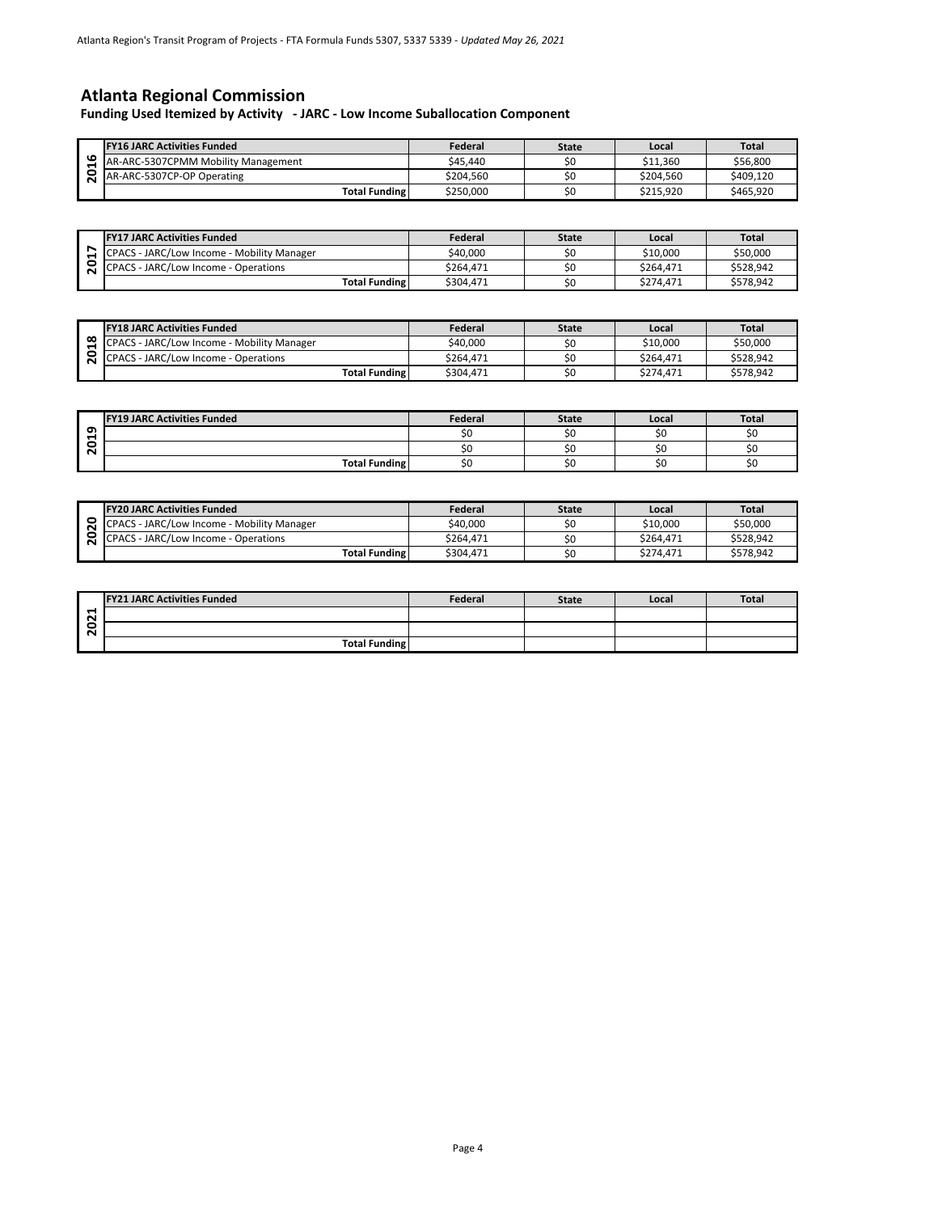# Atlanta Regional Commission

## Funding Used Itemized by Activity - JARC - Low Income Suballocation Component

| | FY16 JARC Activities Funded | Federal | State | Local | Total |
|---|---|---|---|---|---|
| 2016 | AR-ARC-5307CPMM Mobility Management | $45,440 | $0 | $11,360 | $56,800 |
| | AR-ARC-5307CP-OP Operating | $204,560 | $0 | $204,560 | $409,120 |
| | Total Funding | $250,000 | $0 | $215,920 | $465,920 |

| | FY17 JARC Activities Funded | Federal | State | Local | Total |
|---|---|---|---|---|---|
| 2017 | CPACS - JARC/Low Income - Mobility Manager | $40,000 | $0 | $10,000 | $50,000 |
| | CPACS - JARC/Low Income - Operations | $264,471 | $0 | $264,471 | $528,942 |
| | Total Funding | $304,471 | $0 | $274,471 | $578,942 |

| | FY18 JARC Activities Funded | Federal | State | Local | Total |
|---|---|---|---|---|---|
| 2018 | CPACS - JARC/Low Income - Mobility Manager | $40,000 | $0 | $10,000 | $50,000 |
| | CPACS - JARC/Low Income - Operations | $264,471 | $0 | $264,471 | $528,942 |
| | Total Funding | $304,471 | $0 | $274,471 | $578,942 |

| | FY19 JARC Activities Funded | Federal | State | Local | Total |
|---|---|---|---|---|---|
| 2019 | | $0 | $0 | $0 | $0 |
| | | $0 | $0 | $0 | $0 |
| | Total Funding | $0 | $0 | $0 | $0 |

| | FY20 JARC Activities Funded | Federal | State | Local | Total |
|---|---|---|---|---|---|
| 2020 | CPACS - JARC/Low Income - Mobility Manager | $40,000 | $0 | $10,000 | $50,000 |
| | CPACS - JARC/Low Income - Operations | $264,471 | $0 | $264,471 | $528,942 |
| | Total Funding | $304,471 | $0 | $274,471 | $578,942 |

| | FY21 JARC Activities Funded | Federal | State | Local | Total |
|---|---|---|---|---|---|
| 2021 | | | | | |
| | | | | | |
| | Total Funding | | | | |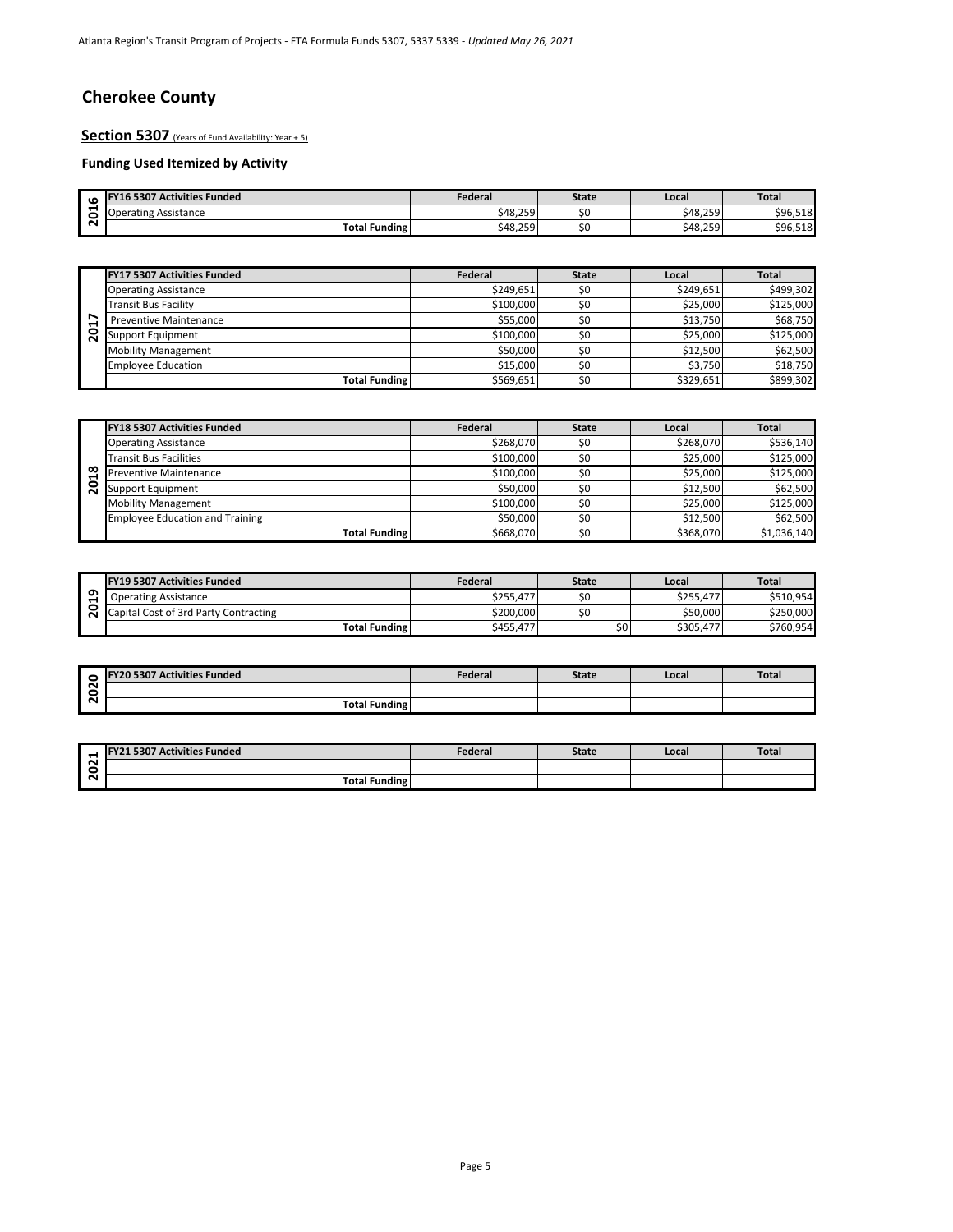# Cherokee County

## Section 5307 (Years of Fund Availability: Year + 5)

### Funding Used Itemized by Activity

| | FY16 5307 Activities Funded | Federal | State | Local | Total |
|---|---|---|---|---|---|
| 2016 | Operating Assistance | $48,259 | $0 | $48,259 | $96,518 |
| | Total Funding | $48,259 | $0 | $48,259 | $96,518 |

| | FY17 5307 Activities Funded | Federal | State | Local | Total |
|---|---|---|---|---|---|
| 2017 | Operating Assistance | $249,651 | $0 | $249,651 | $499,302 |
| | Transit Bus Facility | $100,000 | $0 | $25,000 | $125,000 |
| | Preventive Maintenance | $55,000 | $0 | $13,750 | $68,750 |
| | Support Equipment | $100,000 | $0 | $25,000 | $125,000 |
| | Mobility Management | $50,000 | $0 | $12,500 | $62,500 |
| | Employee Education | $15,000 | $0 | $3,750 | $18,750 |
| | Total Funding | $569,651 | $0 | $329,651 | $899,302 |

| | FY18 5307 Activities Funded | Federal | State | Local | Total |
|---|---|---|---|---|---|
| 2018 | Operating Assistance | $268,070 | $0 | $268,070 | $536,140 |
| | Transit Bus Facilities | $100,000 | $0 | $25,000 | $125,000 |
| | Preventive Maintenance | $100,000 | $0 | $25,000 | $125,000 |
| | Support Equipment | $50,000 | $0 | $12,500 | $62,500 |
| | Mobility Management | $100,000 | $0 | $25,000 | $125,000 |
| | Employee Education and Training | $50,000 | $0 | $12,500 | $62,500 |
| | Total Funding | $668,070 | $0 | $368,070 | $1,036,140 |

| | FY19 5307 Activities Funded | Federal | State | Local | Total |
|---|---|---|---|---|---|
| 2019 | Operating Assistance | $255,477 | $0 | $255,477 | $510,954 |
| | Capital Cost of 3rd Party Contracting | $200,000 | $0 | $50,000 | $250,000 |
| | Total Funding | $455,477 | $0 | $305,477 | $760,954 |

| | FY20 5307 Activities Funded | Federal | State | Local | Total |
|---|---|---|---|---|---|
| 2020 | | | | | |
| | Total Funding | | | | |

| | FY21 5307 Activities Funded | Federal | State | Local | Total |
|---|---|---|---|---|---|
| 2021 | | | | | |
| | Total Funding | | | | |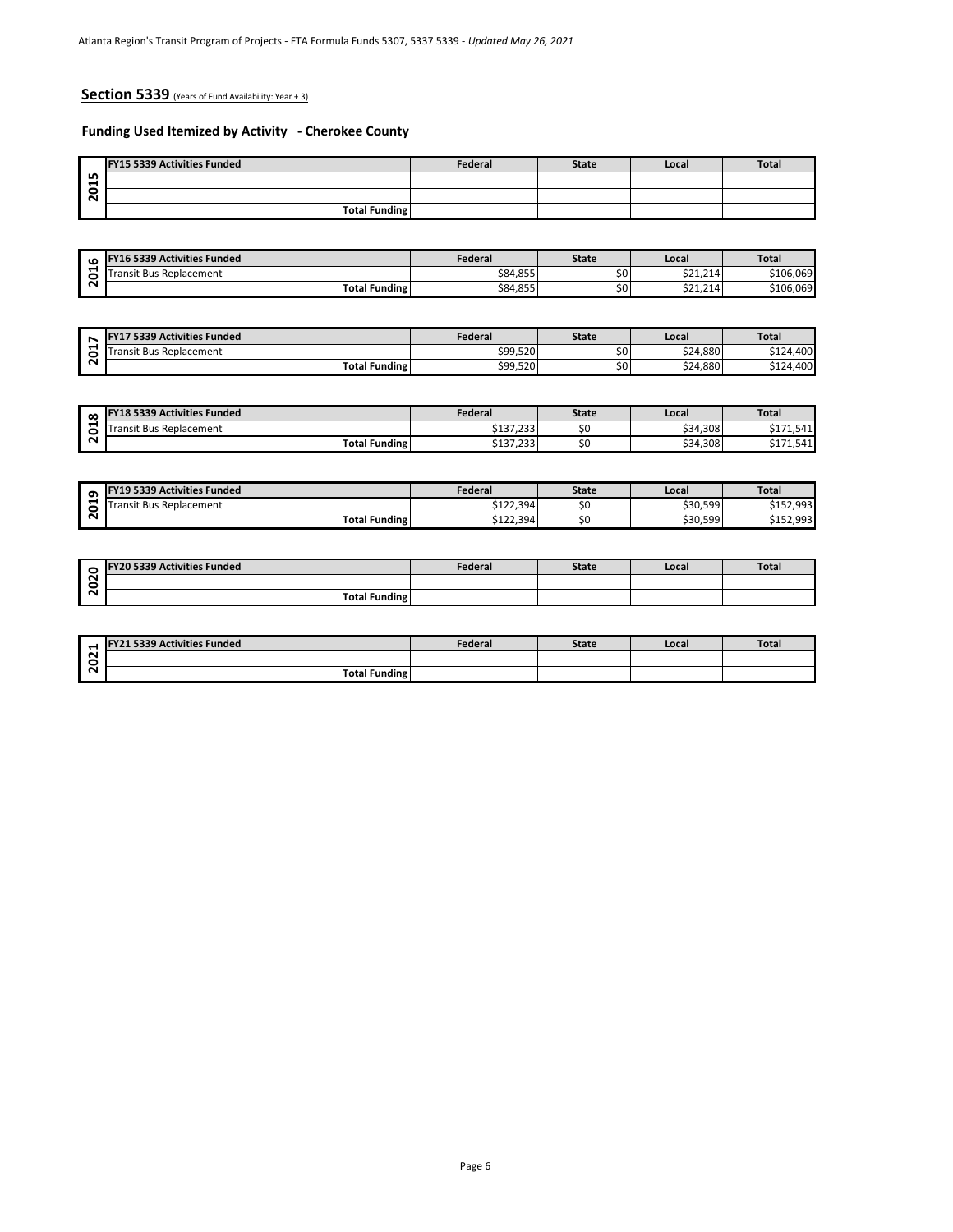## Section 5339 (Years of Fund Availability: Year + 3)

### Funding Used Itemized by Activity - Cherokee County

| 2015 | FY15 5339 Activities Funded | Federal | State | Local | Total |
|---|---|---|---|---|---|
| | | | | | |
| | | | | | |
| | Total Funding | | | | |

| 2016 | FY16 5339 Activities Funded | Federal | State | Local | Total |
|---|---|---|---|---|---|
| | Transit Bus Replacement | $84,855 | $0 | $21,214 | $106,069 |
| | Total Funding | $84,855 | $0 | $21,214 | $106,069 |

| 2017 | FY17 5339 Activities Funded | Federal | State | Local | Total |
|---|---|---|---|---|---|
| | Transit Bus Replacement | $99,520 | $0 | $24,880 | $124,400 |
| | Total Funding | $99,520 | $0 | $24,880 | $124,400 |

| 2018 | FY18 5339 Activities Funded | Federal | State | Local | Total |
|---|---|---|---|---|---|
| | Transit Bus Replacement | $137,233 | $0 | $34,308 | $171,541 |
| | Total Funding | $137,233 | $0 | $34,308 | $171,541 |

| 2019 | FY19 5339 Activities Funded | Federal | State | Local | Total |
|---|---|---|---|---|---|
| | Transit Bus Replacement | $122,394 | $0 | $30,599 | $152,993 |
| | Total Funding | $122,394 | $0 | $30,599 | $152,993 |

| 2020 | FY20 5339 Activities Funded | Federal | State | Local | Total |
|---|---|---|---|---|---|
| | | | | | |
| | Total Funding | | | | |

| 2021 | FY21 5339 Activities Funded | Federal | State | Local | Total |
|---|---|---|---|---|---|
| | | | | | |
| | Total Funding | | | | |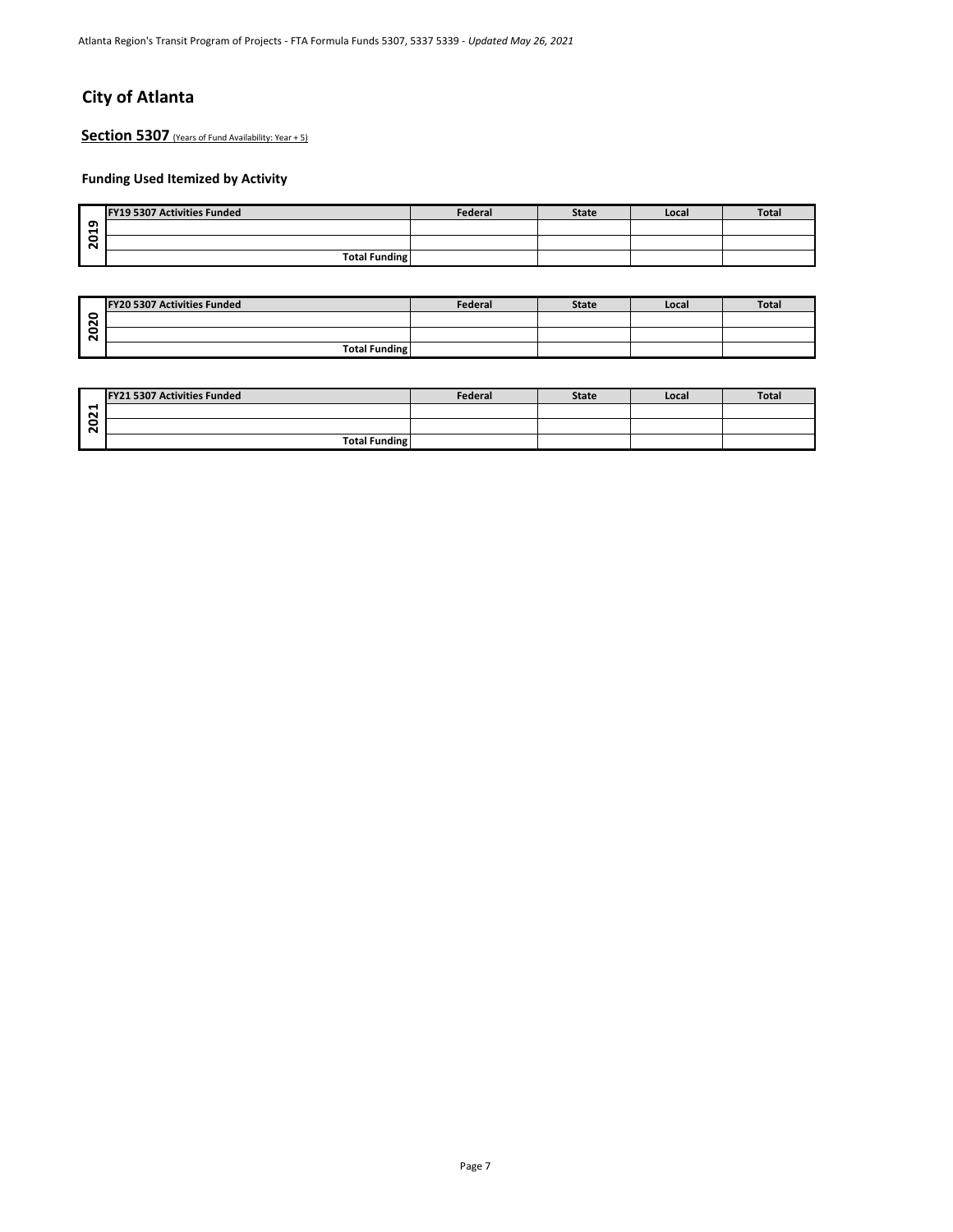# City of Atlanta

## Section 5307 (Years of Fund Availability: Year + 5)

### Funding Used Itemized by Activity

| | FY19 5307 Activities Funded | Federal | State | Local | Total |
|---|---|---|---|---|---|
| 2019 | | | | | |
| | | | | | |
| | Total Funding | | | | |

| | FY20 5307 Activities Funded | Federal | State | Local | Total |
|---|---|---|---|---|---|
| 2020 | | | | | |
| | | | | | |
| | Total Funding | | | | |

| | FY21 5307 Activities Funded | Federal | State | Local | Total |
|---|---|---|---|---|---|
| 2021 | | | | | |
| | | | | | |
| | Total Funding | | | | |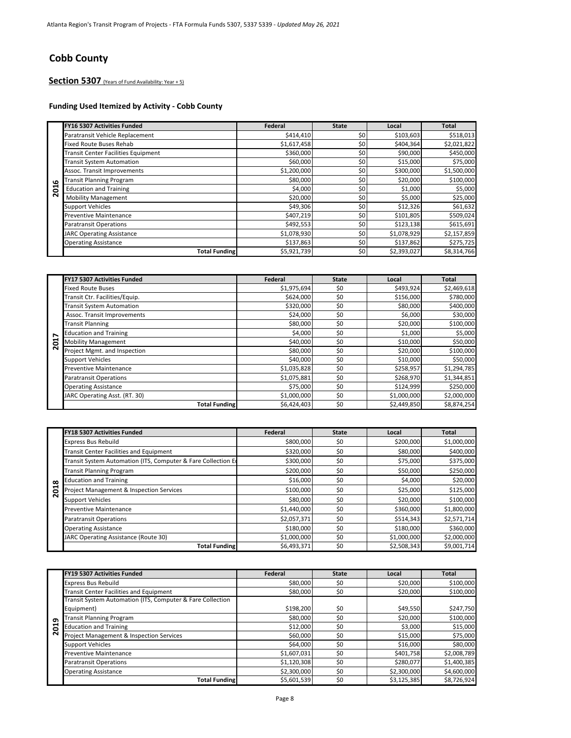Atlanta Region's Transit Program of Projects - FTA Formula Funds 5307, 5337 5339 - *Updated May 26, 2021*

# Cobb County

## Section 5307 (Years of Fund Availability: Year + 5)

### Funding Used Itemized by Activity - Cobb County

| | FY16 5307 Activities Funded | Federal | State | Local | Total |
|---|---|---|---|---|---|
| 2016 | Paratransit Vehicle Replacement | $414,410 | $0 | $103,603 | $518,013 |
| | Fixed Route Buses Rehab | $1,617,458 | $0 | $404,364 | $2,021,822 |
| | Transit Center Facilities Equipment | $360,000 | $0 | $90,000 | $450,000 |
| | Transit System Automation | $60,000 | $0 | $15,000 | $75,000 |
| | Assoc. Transit Improvements | $1,200,000 | $0 | $300,000 | $1,500,000 |
| | Transit Planning Program | $80,000 | $0 | $20,000 | $100,000 |
| | Education and Training | $4,000 | $0 | $1,000 | $5,000 |
| | Mobility Management | $20,000 | $0 | $5,000 | $25,000 |
| | Support Vehicles | $49,306 | $0 | $12,326 | $61,632 |
| | Preventive Maintenance | $407,219 | $0 | $101,805 | $509,024 |
| | Paratransit Operations | $492,553 | $0 | $123,138 | $615,691 |
| | JARC Operating Assistance | $1,078,930 | $0 | $1,078,929 | $2,157,859 |
| | Operating Assistance | $137,863 | $0 | $137,862 | $275,725 |
| | **Total Funding** | $5,921,739 | $0 | $2,393,027 | $8,314,766 |

| | FY17 5307 Activities Funded | Federal | State | Local | Total |
|---|---|---|---|---|---|
| 2017 | Fixed Route Buses | $1,975,694 | $0 | $493,924 | $2,469,618 |
| | Transit Ctr. Facilities/Equip. | $624,000 | $0 | $156,000 | $780,000 |
| | Transit System Automation | $320,000 | $0 | $80,000 | $400,000 |
| | Assoc. Transit Improvements | $24,000 | $0 | $6,000 | $30,000 |
| | Transit Planning | $80,000 | $0 | $20,000 | $100,000 |
| | Education and Training | $4,000 | $0 | $1,000 | $5,000 |
| | Mobility Management | $40,000 | $0 | $10,000 | $50,000 |
| | Project Mgmt. and Inspection | $80,000 | $0 | $20,000 | $100,000 |
| | Support Vehicles | $40,000 | $0 | $10,000 | $50,000 |
| | Preventive Maintenance | $1,035,828 | $0 | $258,957 | $1,294,785 |
| | Paratransit Operations | $1,075,881 | $0 | $268,970 | $1,344,851 |
| | Operating Assistance | $75,000 | $0 | $124,999 | $250,000 |
| | JARC Operating Asst. (RT. 30) | $1,000,000 | $0 | $1,000,000 | $2,000,000 |
| | **Total Funding** | $6,424,403 | $0 | $2,449,850 | $8,874,254 |

| | FY18 5307 Activities Funded | Federal | State | Local | Total |
|---|---|---|---|---|---|
| 2018 | Express Bus Rebuild | $800,000 | $0 | $200,000 | $1,000,000 |
| | Transit Center Facilities and Equipment | $320,000 | $0 | $80,000 | $400,000 |
| | Transit System Automation (ITS, Computer & Fare Collection E | $300,000 | $0 | $75,000 | $375,000 |
| | Transit Planning Program | $200,000 | $0 | $50,000 | $250,000 |
| | Education and Training | $16,000 | $0 | $4,000 | $20,000 |
| | Project Management & Inspection Services | $100,000 | $0 | $25,000 | $125,000 |
| | Support Vehicles | $80,000 | $0 | $20,000 | $100,000 |
| | Preventive Maintenance | $1,440,000 | $0 | $360,000 | $1,800,000 |
| | Paratransit Operations | $2,057,371 | $0 | $514,343 | $2,571,714 |
| | Operating Assistance | $180,000 | $0 | $180,000 | $360,000 |
| | JARC Operating Assistance (Route 30) | $1,000,000 | $0 | $1,000,000 | $2,000,000 |
| | **Total Funding** | $6,493,371 | $0 | $2,508,343 | $9,001,714 |

| | FY19 5307 Activities Funded | Federal | State | Local | Total |
|---|---|---|---|---|---|
| 2019 | Express Bus Rebuild | $80,000 | $0 | $20,000 | $100,000 |
| | Transit Center Facilities and Equipment | $80,000 | $0 | $20,000 | $100,000 |
| | Transit System Automation (ITS, Computer & Fare Collection Equipment) | $198,200 | $0 | $49,550 | $247,750 |
| | Transit Planning Program | $80,000 | $0 | $20,000 | $100,000 |
| | Education and Training | $12,000 | $0 | $3,000 | $15,000 |
| | Project Management & Inspection Services | $60,000 | $0 | $15,000 | $75,000 |
| | Support Vehicles | $64,000 | $0 | $16,000 | $80,000 |
| | Preventive Maintenance | $1,607,031 | $0 | $401,758 | $2,008,789 |
| | Paratransit Operations | $1,120,308 | $0 | $280,077 | $1,400,385 |
| | Operating Assistance | $2,300,000 | $0 | $2,300,000 | $4,600,000 |
| | **Total Funding** | $5,601,539 | $0 | $3,125,385 | $8,726,924 |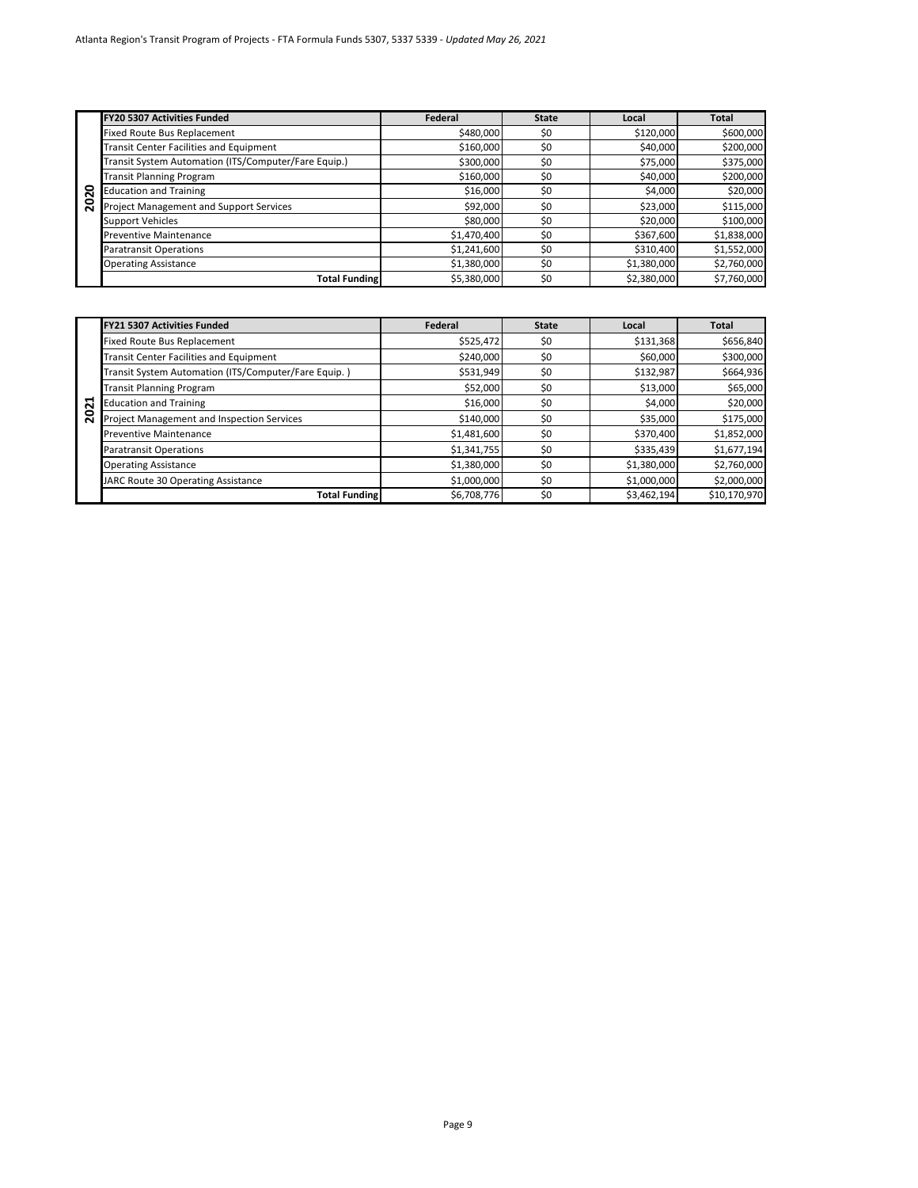Atlanta Region's Transit Program of Projects - FTA Formula Funds 5307, 5337 5339 - *Updated May 26, 2021*

| | FY20 5307 Activities Funded | Federal | State | Local | Total |
|---|---|---|---|---|---|
| 2020 | Fixed Route Bus Replacement | $480,000 | $0 | $120,000 | $600,000 |
| | Transit Center Facilities and Equipment | $160,000 | $0 | $40,000 | $200,000 |
| | Transit System Automation (ITS/Computer/Fare Equip.) | $300,000 | $0 | $75,000 | $375,000 |
| | Transit Planning Program | $160,000 | $0 | $40,000 | $200,000 |
| | Education and Training | $16,000 | $0 | $4,000 | $20,000 |
| | Project Management and Support Services | $92,000 | $0 | $23,000 | $115,000 |
| | Support Vehicles | $80,000 | $0 | $20,000 | $100,000 |
| | Preventive Maintenance | $1,470,400 | $0 | $367,600 | $1,838,000 |
| | Paratransit Operations | $1,241,600 | $0 | $310,400 | $1,552,000 |
| | Operating Assistance | $1,380,000 | $0 | $1,380,000 | $2,760,000 |
| | **Total Funding** | $5,380,000 | $0 | $2,380,000 | $7,760,000 |

| | FY21 5307 Activities Funded | Federal | State | Local | Total |
|---|---|---|---|---|---|
| 2021 | Fixed Route Bus Replacement | $525,472 | $0 | $131,368 | $656,840 |
| | Transit Center Facilities and Equipment | $240,000 | $0 | $60,000 | $300,000 |
| | Transit System Automation (ITS/Computer/Fare Equip. ) | $531,949 | $0 | $132,987 | $664,936 |
| | Transit Planning Program | $52,000 | $0 | $13,000 | $65,000 |
| | Education and Training | $16,000 | $0 | $4,000 | $20,000 |
| | Project Management and Inspection Services | $140,000 | $0 | $35,000 | $175,000 |
| | Preventive Maintenance | $1,481,600 | $0 | $370,400 | $1,852,000 |
| | Paratransit Operations | $1,341,755 | $0 | $335,439 | $1,677,194 |
| | Operating Assistance | $1,380,000 | $0 | $1,380,000 | $2,760,000 |
| | JARC Route 30 Operating Assistance | $1,000,000 | $0 | $1,000,000 | $2,000,000 |
| | **Total Funding** | $6,708,776 | $0 | $3,462,194 | $10,170,970 |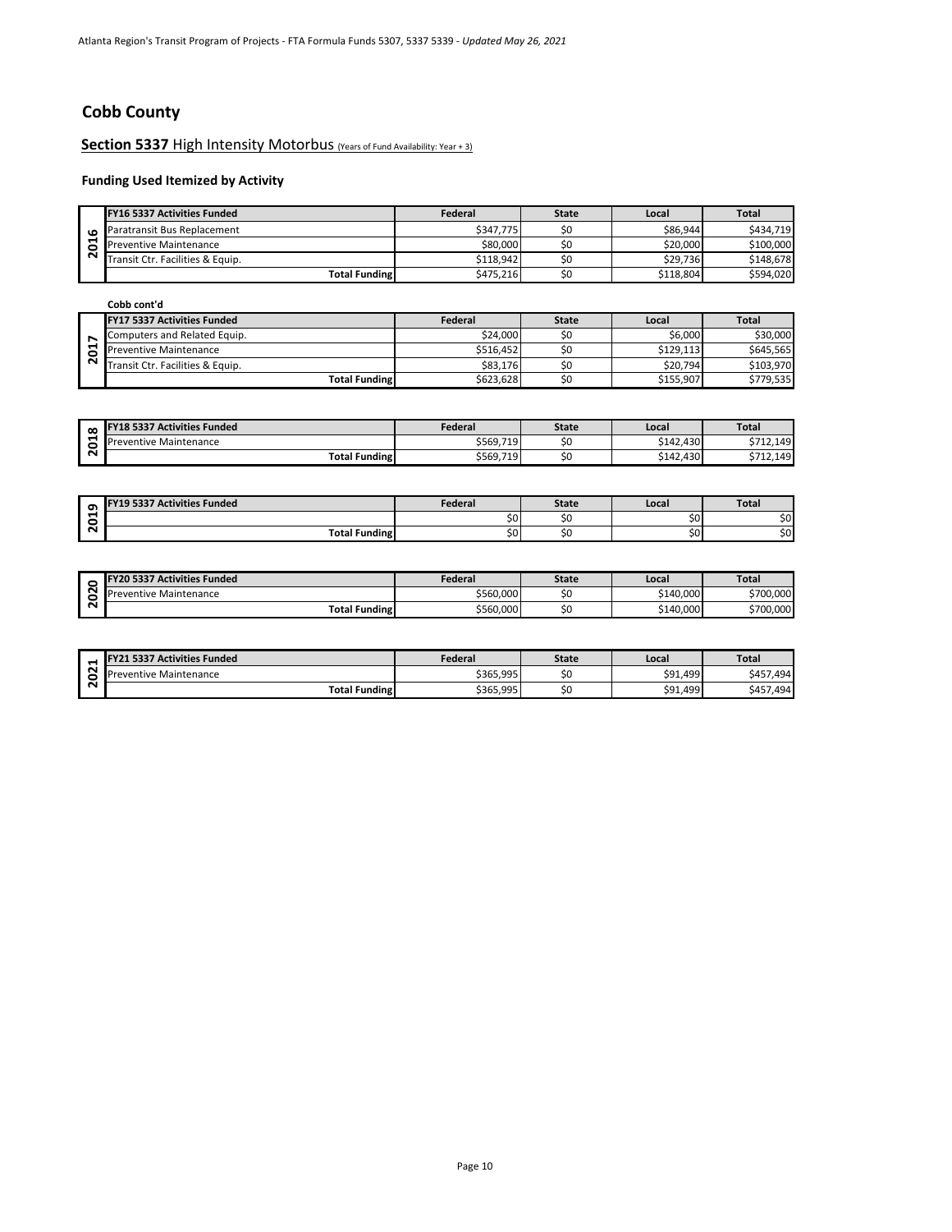## Cobb County

### **Section 5337** High Intensity Motorbus (Years of Fund Availability: Year + 3)

#### Funding Used Itemized by Activity

| | FY16 5337 Activities Funded | Federal | State | Local | Total |
|---|---|---|---|---|---|
| 2016 | Paratransit Bus Replacement | $347,775 | $0 | $86,944 | $434,719 |
| | Preventive Maintenance | $80,000 | $0 | $20,000 | $100,000 |
| | Transit Ctr. Facilities & Equip. | $118,942 | $0 | $29,736 | $148,678 |
| | **Total Funding** | $475,216 | $0 | $118,804 | $594,020 |

**Cobb cont'd**

| | FY17 5337 Activities Funded | Federal | State | Local | Total |
|---|---|---|---|---|---|
| 2017 | Computers and Related Equip. | $24,000 | $0 | $6,000 | $30,000 |
| | Preventive Maintenance | $516,452 | $0 | $129,113 | $645,565 |
| | Transit Ctr. Facilities & Equip. | $83,176 | $0 | $20,794 | $103,970 |
| | **Total Funding** | $623,628 | $0 | $155,907 | $779,535 |

| | FY18 5337 Activities Funded | Federal | State | Local | Total |
|---|---|---|---|---|---|
| 2018 | Preventive Maintenance | $569,719 | $0 | $142,430 | $712,149 |
| | **Total Funding** | $569,719 | $0 | $142,430 | $712,149 |

| | FY19 5337 Activities Funded | Federal | State | Local | Total |
|---|---|---|---|---|---|
| 2019 | | $0 | $0 | $0 | $0 |
| | **Total Funding** | $0 | $0 | $0 | $0 |

| | FY20 5337 Activities Funded | Federal | State | Local | Total |
|---|---|---|---|---|---|
| 2020 | Preventive Maintenance | $560,000 | $0 | $140,000 | $700,000 |
| | **Total Funding** | $560,000 | $0 | $140,000 | $700,000 |

| | FY21 5337 Activities Funded | Federal | State | Local | Total |
|---|---|---|---|---|---|
| 2021 | Preventive Maintenance | $365,995 | $0 | $91,499 | $457,494 |
| | **Total Funding** | $365,995 | $0 | $91,499 | $457,494 |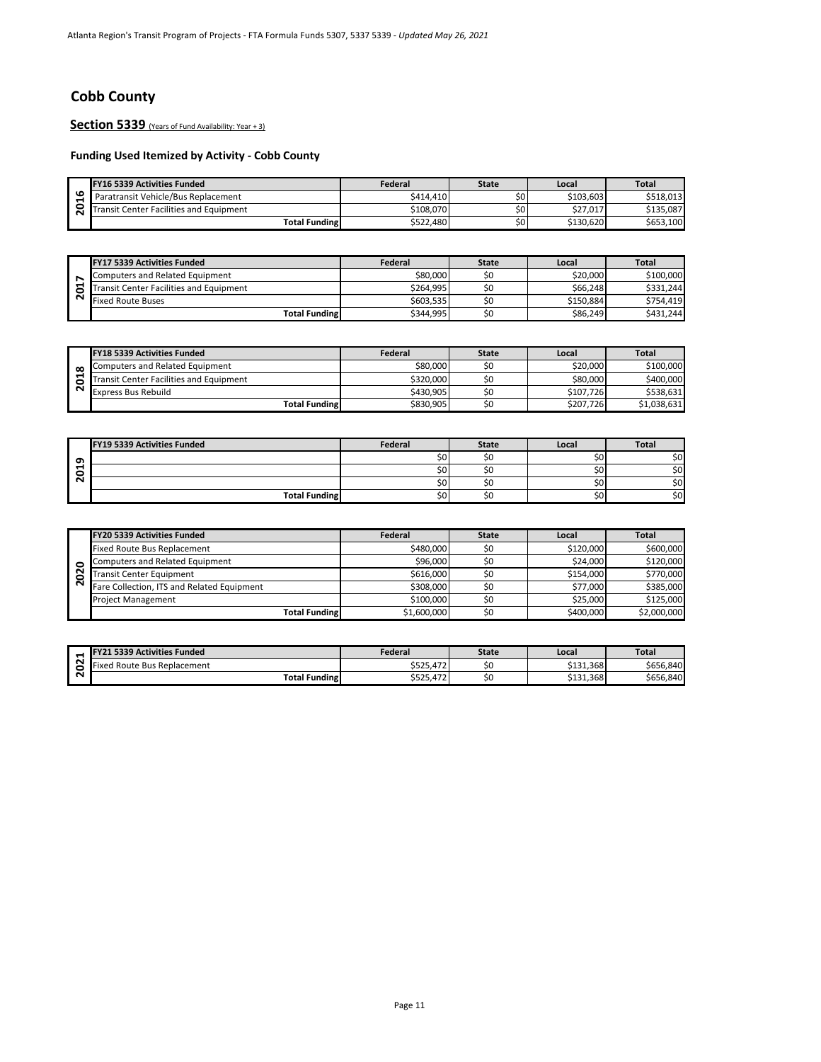## Cobb County

### Section 5339 (Years of Fund Availability: Year + 3)

#### Funding Used Itemized by Activity - Cobb County

| 2016 | FY16 5339 Activities Funded | Federal | State | Local | Total |
|---|---|---|---|---|---|
| | Paratransit Vehicle/Bus Replacement | $414,410 | $0 | $103,603 | $518,013 |
| | Transit Center Facilities and Equipment | $108,070 | $0 | $27,017 | $135,087 |
| | Total Funding | $522,480 | $0 | $130,620 | $653,100 |

| 2017 | FY17 5339 Activities Funded | Federal | State | Local | Total |
|---|---|---|---|---|---|
| | Computers and Related Equipment | $80,000 | $0 | $20,000 | $100,000 |
| | Transit Center Facilities and Equipment | $264,995 | $0 | $66,248 | $331,244 |
| | Fixed Route Buses | $603,535 | $0 | $150,884 | $754,419 |
| | Total Funding | $344,995 | $0 | $86,249 | $431,244 |

| 2018 | FY18 5339 Activities Funded | Federal | State | Local | Total |
|---|---|---|---|---|---|
| | Computers and Related Equipment | $80,000 | $0 | $20,000 | $100,000 |
| | Transit Center Facilities and Equipment | $320,000 | $0 | $80,000 | $400,000 |
| | Express Bus Rebuild | $430,905 | $0 | $107,726 | $538,631 |
| | Total Funding | $830,905 | $0 | $207,726 | $1,038,631 |

| 2019 | FY19 5339 Activities Funded | Federal | State | Local | Total |
|---|---|---|---|---|---|
| | | $0 | $0 | $0 | $0 |
| | | $0 | $0 | $0 | $0 |
| | | $0 | $0 | $0 | $0 |
| | Total Funding | $0 | $0 | $0 | $0 |

| 2020 | FY20 5339 Activities Funded | Federal | State | Local | Total |
|---|---|---|---|---|---|
| | Fixed Route Bus Replacement | $480,000 | $0 | $120,000 | $600,000 |
| | Computers and Related Equipment | $96,000 | $0 | $24,000 | $120,000 |
| | Transit Center Equipment | $616,000 | $0 | $154,000 | $770,000 |
| | Fare Collection, ITS and Related Equipment | $308,000 | $0 | $77,000 | $385,000 |
| | Project Management | $100,000 | $0 | $25,000 | $125,000 |
| | Total Funding | $1,600,000 | $0 | $400,000 | $2,000,000 |

| 2021 | FY21 5339 Activities Funded | Federal | State | Local | Total |
|---|---|---|---|---|---|
| | Fixed Route Bus Replacement | $525,472 | $0 | $131,368 | $656,840 |
| | Total Funding | $525,472 | $0 | $131,368 | $656,840 |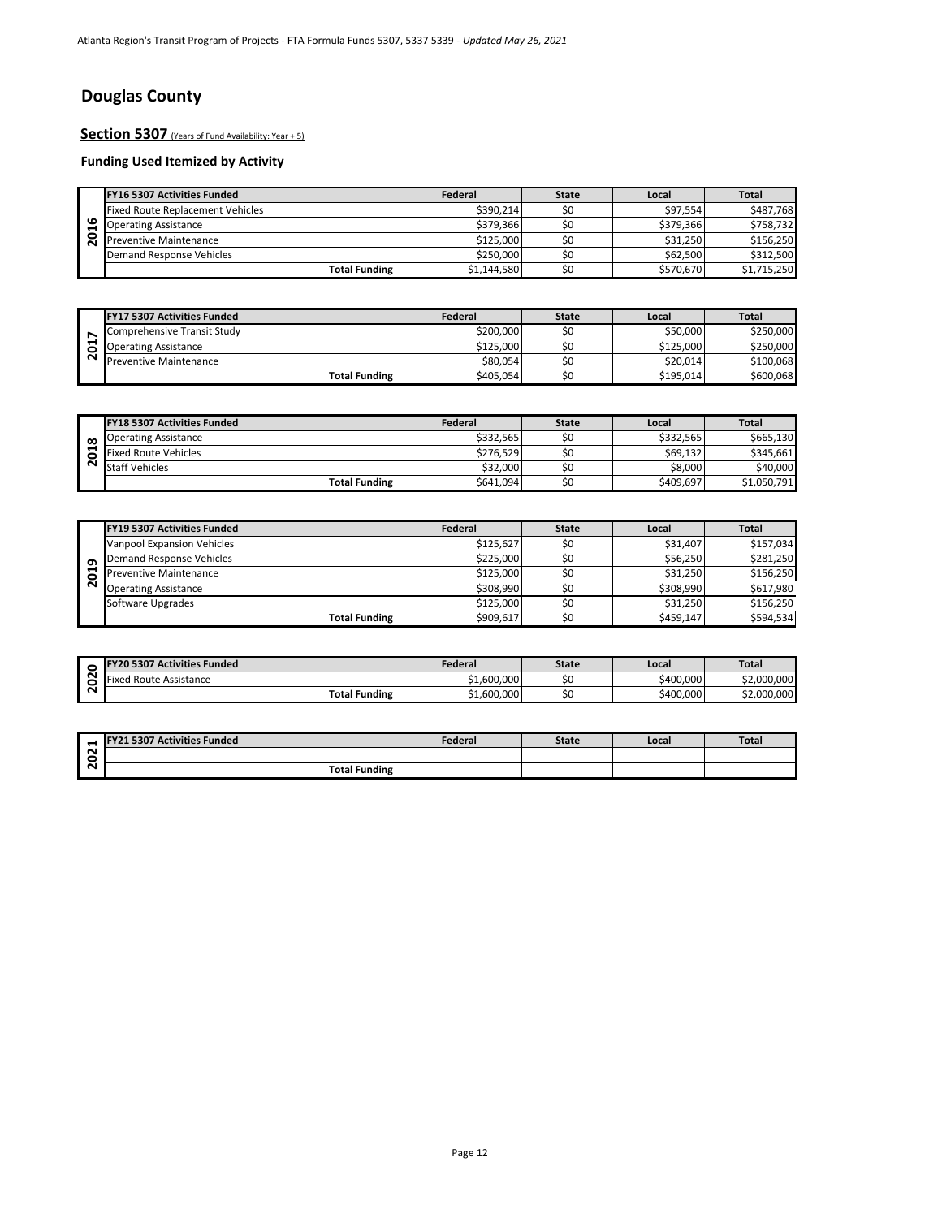# Douglas County

## Section 5307 (Years of Fund Availability: Year + 5)

### Funding Used Itemized by Activity

| 2016 | FY16 5307 Activities Funded | Federal | State | Local | Total |
|---|---|---|---|---|---|
| | Fixed Route Replacement Vehicles | $390,214 | $0 | $97,554 | $487,768 |
| | Operating Assistance | $379,366 | $0 | $379,366 | $758,732 |
| | Preventive Maintenance | $125,000 | $0 | $31,250 | $156,250 |
| | Demand Response Vehicles | $250,000 | $0 | $62,500 | $312,500 |
| | Total Funding | $1,144,580 | $0 | $570,670 | $1,715,250 |

| 2017 | FY17 5307 Activities Funded | Federal | State | Local | Total |
|---|---|---|---|---|---|
| | Comprehensive Transit Study | $200,000 | $0 | $50,000 | $250,000 |
| | Operating Assistance | $125,000 | $0 | $125,000 | $250,000 |
| | Preventive Maintenance | $80,054 | $0 | $20,014 | $100,068 |
| | Total Funding | $405,054 | $0 | $195,014 | $600,068 |

| 2018 | FY18 5307 Activities Funded | Federal | State | Local | Total |
|---|---|---|---|---|---|
| | Operating Assistance | $332,565 | $0 | $332,565 | $665,130 |
| | Fixed Route Vehicles | $276,529 | $0 | $69,132 | $345,661 |
| | Staff Vehicles | $32,000 | $0 | $8,000 | $40,000 |
| | Total Funding | $641,094 | $0 | $409,697 | $1,050,791 |

| 2019 | FY19 5307 Activities Funded | Federal | State | Local | Total |
|---|---|---|---|---|---|
| | Vanpool Expansion Vehicles | $125,627 | $0 | $31,407 | $157,034 |
| | Demand Response Vehicles | $225,000 | $0 | $56,250 | $281,250 |
| | Preventive Maintenance | $125,000 | $0 | $31,250 | $156,250 |
| | Operating Assistance | $308,990 | $0 | $308,990 | $617,980 |
| | Software Upgrades | $125,000 | $0 | $31,250 | $156,250 |
| | Total Funding | $909,617 | $0 | $459,147 | $594,534 |

| 2020 | FY20 5307 Activities Funded | Federal | State | Local | Total |
|---|---|---|---|---|---|
| | Fixed Route Assistance | $1,600,000 | $0 | $400,000 | $2,000,000 |
| | Total Funding | $1,600,000 | $0 | $400,000 | $2,000,000 |

| 2021 | FY21 5307 Activities Funded | Federal | State | Local | Total |
|---|---|---|---|---|---|
| | | | | | |
| | Total Funding | | | | |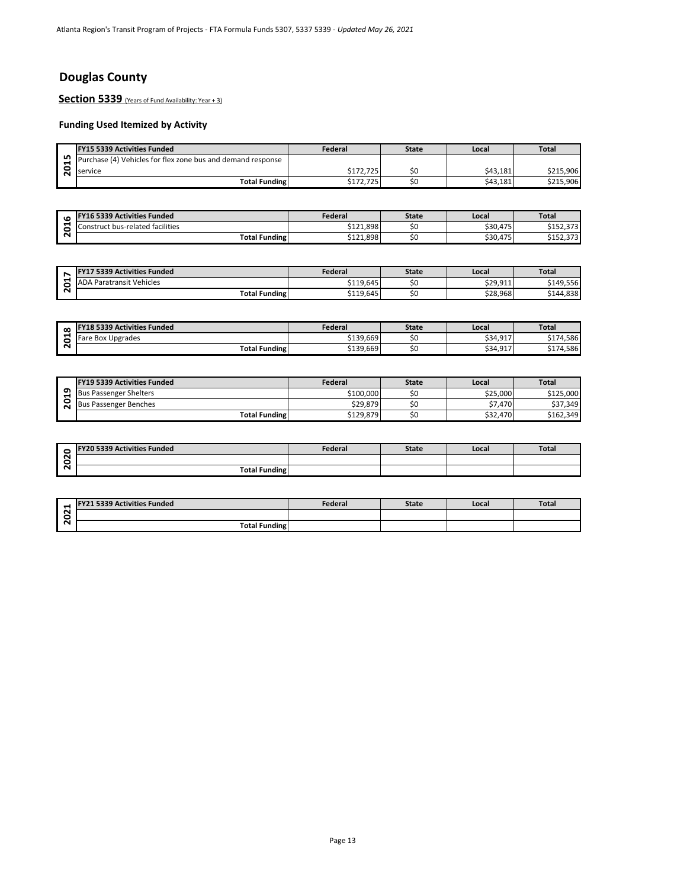# Douglas County

## Section 5339 (Years of Fund Availability: Year + 3)

### Funding Used Itemized by Activity

| 2015 | FY15 5339 Activities Funded | Federal | State | Local | Total |
|---|---|---|---|---|---|
| | Purchase (4) Vehicles for flex zone bus and demand response service | $172,725 | $0 | $43,181 | $215,906 |
| | **Total Funding** | $172,725 | $0 | $43,181 | $215,906 |

| 2016 | FY16 5339 Activities Funded | Federal | State | Local | Total |
|---|---|---|---|---|---|
| | Construct bus-related facilities | $121,898 | $0 | $30,475 | $152,373 |
| | **Total Funding** | $121,898 | $0 | $30,475 | $152,373 |

| 2017 | FY17 5339 Activities Funded | Federal | State | Local | Total |
|---|---|---|---|---|---|
| | ADA Paratransit Vehicles | $119,645 | $0 | $29,911 | $149,556 |
| | **Total Funding** | $119,645 | $0 | $28,968 | $144,838 |

| 2018 | FY18 5339 Activities Funded | Federal | State | Local | Total |
|---|---|---|---|---|---|
| | Fare Box Upgrades | $139,669 | $0 | $34,917 | $174,586 |
| | **Total Funding** | $139,669 | $0 | $34,917 | $174,586 |

| 2019 | FY19 5339 Activities Funded | Federal | State | Local | Total |
|---|---|---|---|---|---|
| | Bus Passenger Shelters | $100,000 | $0 | $25,000 | $125,000 |
| | Bus Passenger Benches | $29,879 | $0 | $7,470 | $37,349 |
| | **Total Funding** | $129,879 | $0 | $32,470 | $162,349 |

| 2020 | FY20 5339 Activities Funded | Federal | State | Local | Total |
|---|---|---|---|---|---|
| | | | | | |
| | **Total Funding** | | | | |

| 2021 | FY21 5339 Activities Funded | Federal | State | Local | Total |
|---|---|---|---|---|---|
| | | | | | |
| | **Total Funding** | | | | |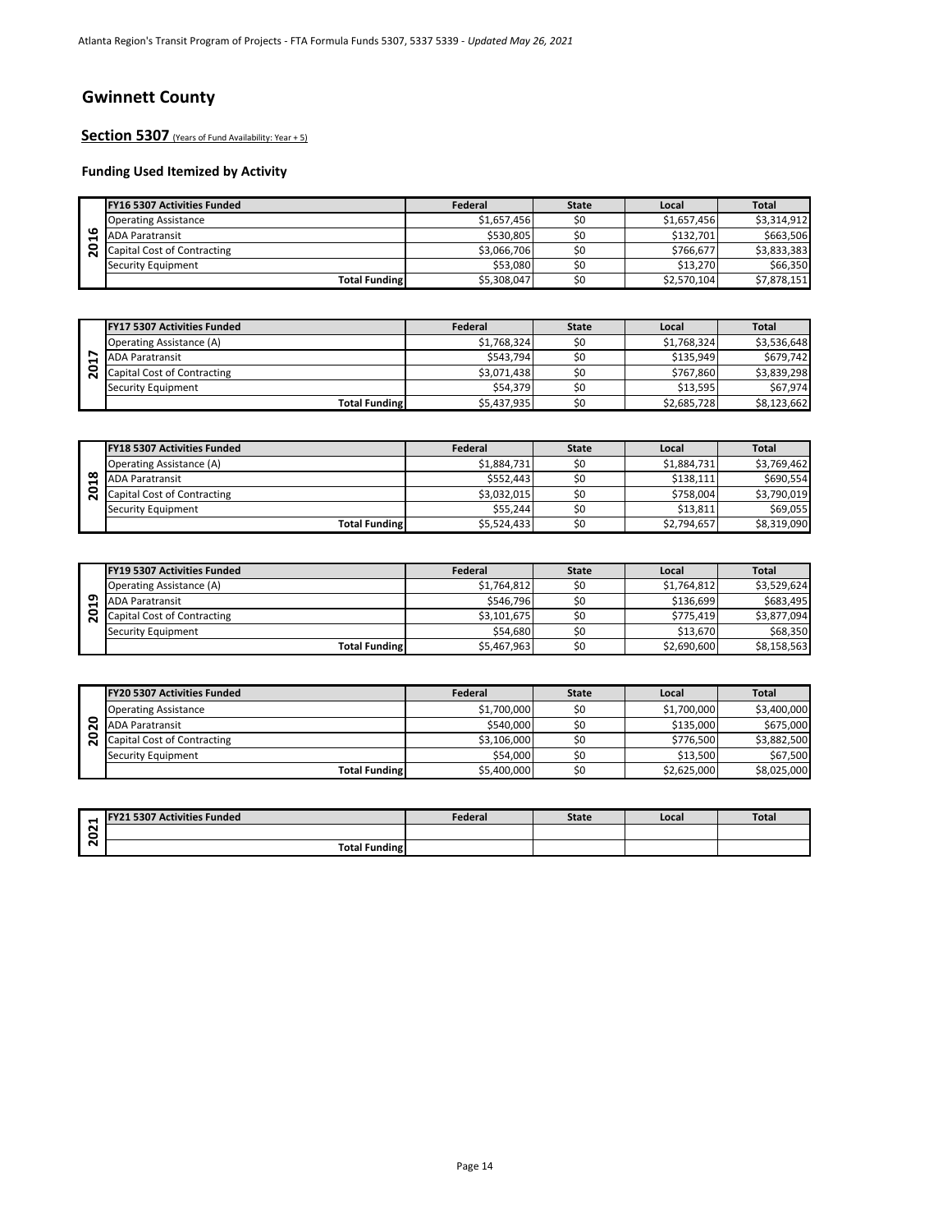# Gwinnett County

## Section 5307 (Years of Fund Availability: Year + 5)

### Funding Used Itemized by Activity

| 2016 | FY16 5307 Activities Funded | Federal | State | Local | Total |
|---|---|---|---|---|---|
| | Operating Assistance | $1,657,456 | $0 | $1,657,456 | $3,314,912 |
| | ADA Paratransit | $530,805 | $0 | $132,701 | $663,506 |
| | Capital Cost of Contracting | $3,066,706 | $0 | $766,677 | $3,833,383 |
| | Security Equipment | $53,080 | $0 | $13,270 | $66,350 |
| | **Total Funding** | $5,308,047 | $0 | $2,570,104 | $7,878,151 |

| 2017 | FY17 5307 Activities Funded | Federal | State | Local | Total |
|---|---|---|---|---|---|
| | Operating Assistance (A) | $1,768,324 | $0 | $1,768,324 | $3,536,648 |
| | ADA Paratransit | $543,794 | $0 | $135,949 | $679,742 |
| | Capital Cost of Contracting | $3,071,438 | $0 | $767,860 | $3,839,298 |
| | Security Equipment | $54,379 | $0 | $13,595 | $67,974 |
| | **Total Funding** | $5,437,935 | $0 | $2,685,728 | $8,123,662 |

| 2018 | FY18 5307 Activities Funded | Federal | State | Local | Total |
|---|---|---|---|---|---|
| | Operating Assistance (A) | $1,884,731 | $0 | $1,884,731 | $3,769,462 |
| | ADA Paratransit | $552,443 | $0 | $138,111 | $690,554 |
| | Capital Cost of Contracting | $3,032,015 | $0 | $758,004 | $3,790,019 |
| | Security Equipment | $55,244 | $0 | $13,811 | $69,055 |
| | **Total Funding** | $5,524,433 | $0 | $2,794,657 | $8,319,090 |

| 2019 | FY19 5307 Activities Funded | Federal | State | Local | Total |
|---|---|---|---|---|---|
| | Operating Assistance (A) | $1,764,812 | $0 | $1,764,812 | $3,529,624 |
| | ADA Paratransit | $546,796 | $0 | $136,699 | $683,495 |
| | Capital Cost of Contracting | $3,101,675 | $0 | $775,419 | $3,877,094 |
| | Security Equipment | $54,680 | $0 | $13,670 | $68,350 |
| | **Total Funding** | $5,467,963 | $0 | $2,690,600 | $8,158,563 |

| 2020 | FY20 5307 Activities Funded | Federal | State | Local | Total |
|---|---|---|---|---|---|
| | Operating Assistance | $1,700,000 | $0 | $1,700,000 | $3,400,000 |
| | ADA Paratransit | $540,000 | $0 | $135,000 | $675,000 |
| | Capital Cost of Contracting | $3,106,000 | $0 | $776,500 | $3,882,500 |
| | Security Equipment | $54,000 | $0 | $13,500 | $67,500 |
| | **Total Funding** | $5,400,000 | $0 | $2,625,000 | $8,025,000 |

| 2021 | FY21 5307 Activities Funded | Federal | State | Local | Total |
|---|---|---|---|---|---|
| | | | | | |
| | **Total Funding** | | | | |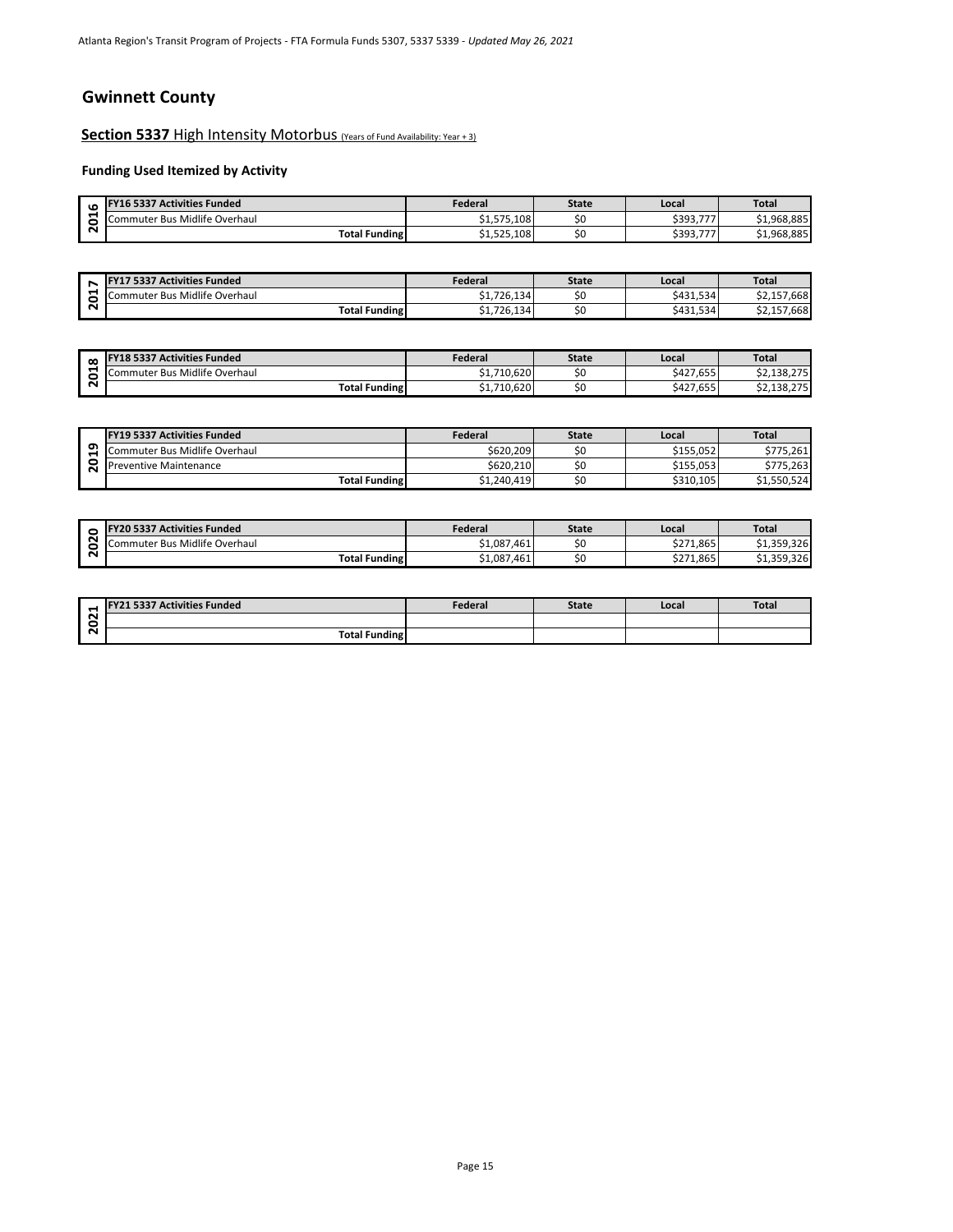# Gwinnett County

## **Section 5337** High Intensity Motorbus (Years of Fund Availability: Year + 3)

### Funding Used Itemized by Activity

| 2016 | FY16 5337 Activities Funded | Federal | State | Local | Total |
|---|---|---|---|---|---|
| | Commuter Bus Midlife Overhaul | $1,575,108 | $0 | $393,777 | $1,968,885 |
| | Total Funding | $1,525,108 | $0 | $393,777 | $1,968,885 |

| 2017 | FY17 5337 Activities Funded | Federal | State | Local | Total |
|---|---|---|---|---|---|
| | Commuter Bus Midlife Overhaul | $1,726,134 | $0 | $431,534 | $2,157,668 |
| | Total Funding | $1,726,134 | $0 | $431,534 | $2,157,668 |

| 2018 | FY18 5337 Activities Funded | Federal | State | Local | Total |
|---|---|---|---|---|---|
| | Commuter Bus Midlife Overhaul | $1,710,620 | $0 | $427,655 | $2,138,275 |
| | Total Funding | $1,710,620 | $0 | $427,655 | $2,138,275 |

| 2019 | FY19 5337 Activities Funded | Federal | State | Local | Total |
|---|---|---|---|---|---|
| | Commuter Bus Midlife Overhaul | $620,209 | $0 | $155,052 | $775,261 |
| | Preventive Maintenance | $620,210 | $0 | $155,053 | $775,263 |
| | Total Funding | $1,240,419 | $0 | $310,105 | $1,550,524 |

| 2020 | FY20 5337 Activities Funded | Federal | State | Local | Total |
|---|---|---|---|---|---|
| | Commuter Bus Midlife Overhaul | $1,087,461 | $0 | $271,865 | $1,359,326 |
| | Total Funding | $1,087,461 | $0 | $271,865 | $1,359,326 |

| 2021 | FY21 5337 Activities Funded | Federal | State | Local | Total |
|---|---|---|---|---|---|
| | | | | | |
| | Total Funding | | | | |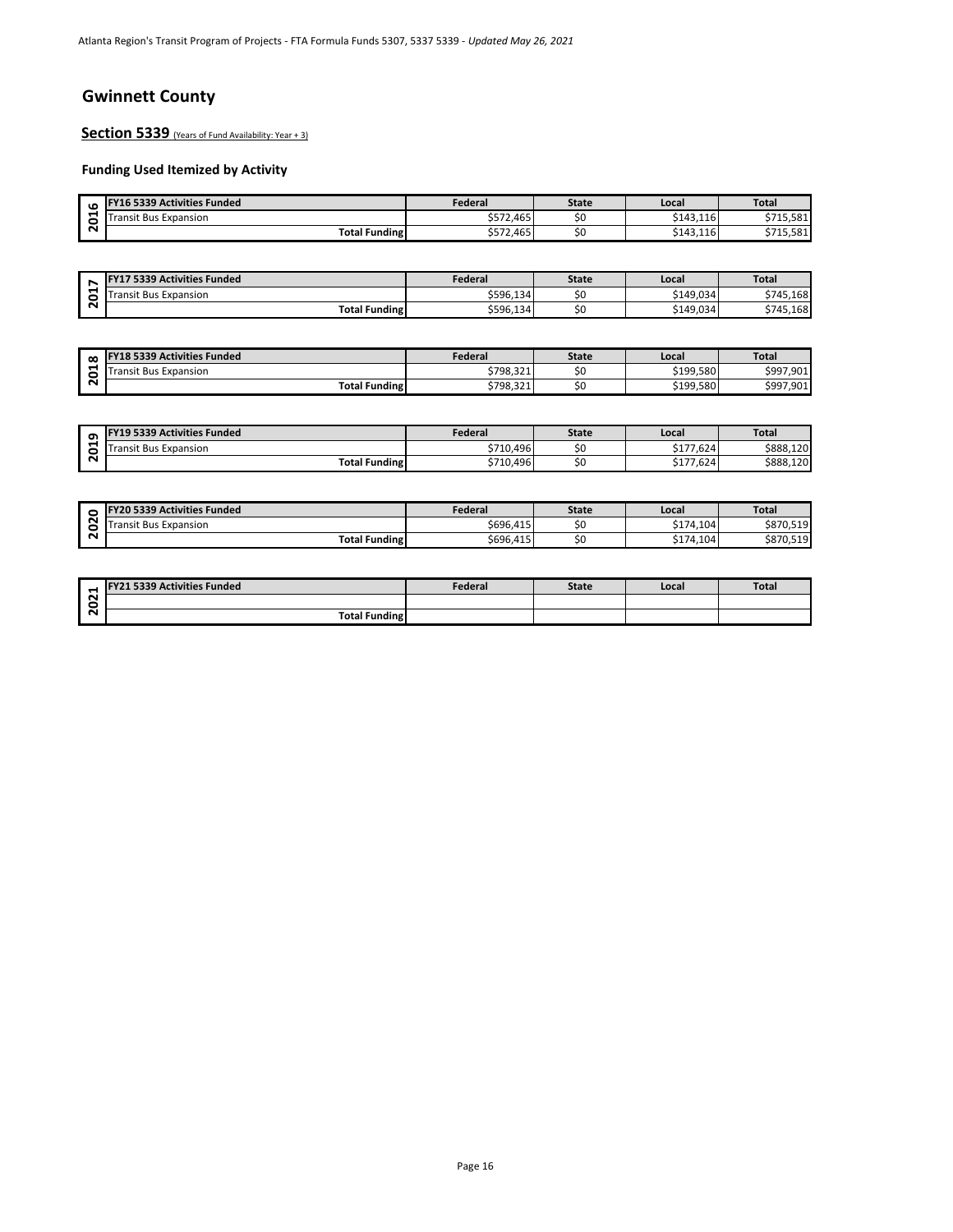# Gwinnett County

## Section 5339 (Years of Fund Availability: Year + 3)

### Funding Used Itemized by Activity

| 2016 | FY16 5339 Activities Funded | Federal | State | Local | Total |
|---|---|---|---|---|---|
| | Transit Bus Expansion | $572,465 | $0 | $143,116 | $715,581 |
| | Total Funding | $572,465 | $0 | $143,116 | $715,581 |

| 2017 | FY17 5339 Activities Funded | Federal | State | Local | Total |
|---|---|---|---|---|---|
| | Transit Bus Expansion | $596,134 | $0 | $149,034 | $745,168 |
| | Total Funding | $596,134 | $0 | $149,034 | $745,168 |

| 2018 | FY18 5339 Activities Funded | Federal | State | Local | Total |
|---|---|---|---|---|---|
| | Transit Bus Expansion | $798,321 | $0 | $199,580 | $997,901 |
| | Total Funding | $798,321 | $0 | $199,580 | $997,901 |

| 2019 | FY19 5339 Activities Funded | Federal | State | Local | Total |
|---|---|---|---|---|---|
| | Transit Bus Expansion | $710,496 | $0 | $177,624 | $888,120 |
| | Total Funding | $710,496 | $0 | $177,624 | $888,120 |

| 2020 | FY20 5339 Activities Funded | Federal | State | Local | Total |
|---|---|---|---|---|---|
| | Transit Bus Expansion | $696,415 | $0 | $174,104 | $870,519 |
| | Total Funding | $696,415 | $0 | $174,104 | $870,519 |

| 2021 | FY21 5339 Activities Funded | Federal | State | Local | Total |
|---|---|---|---|---|---|
| | | | | | |
| | Total Funding | | | | |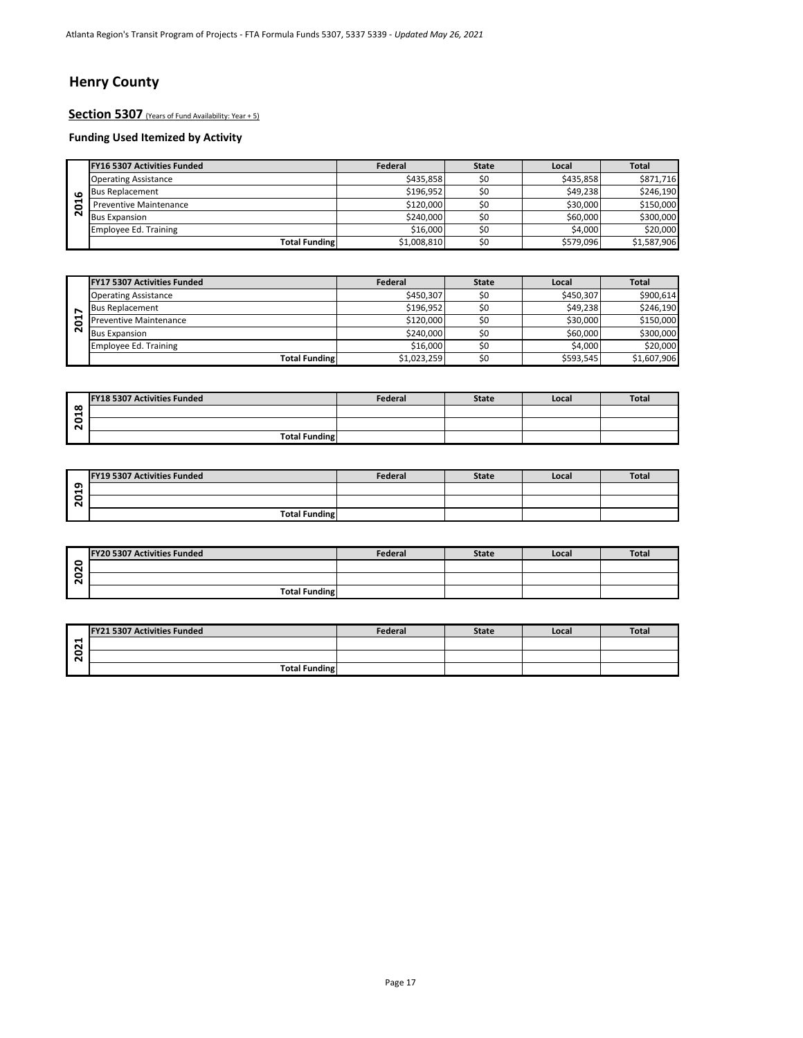# Henry County

## Section 5307 (Years of Fund Availability: Year + 5)

### Funding Used Itemized by Activity

| 2016 | FY16 5307 Activities Funded | Federal | State | Local | Total |
|---|---|---|---|---|---|
| | Operating Assistance | $435,858 | $0 | $435,858 | $871,716 |
| | Bus Replacement | $196,952 | $0 | $49,238 | $246,190 |
| | Preventive Maintenance | $120,000 | $0 | $30,000 | $150,000 |
| | Bus Expansion | $240,000 | $0 | $60,000 | $300,000 |
| | Employee Ed. Training | $16,000 | $0 | $4,000 | $20,000 |
| | **Total Funding** | $1,008,810 | $0 | $579,096 | $1,587,906 |

| 2017 | FY17 5307 Activities Funded | Federal | State | Local | Total |
|---|---|---|---|---|---|
| | Operating Assistance | $450,307 | $0 | $450,307 | $900,614 |
| | Bus Replacement | $196,952 | $0 | $49,238 | $246,190 |
| | Preventive Maintenance | $120,000 | $0 | $30,000 | $150,000 |
| | Bus Expansion | $240,000 | $0 | $60,000 | $300,000 |
| | Employee Ed. Training | $16,000 | $0 | $4,000 | $20,000 |
| | **Total Funding** | $1,023,259 | $0 | $593,545 | $1,607,906 |

| 2018 | FY18 5307 Activities Funded | Federal | State | Local | Total |
|---|---|---|---|---|---|
| | | | | | |
| | | | | | |
| | **Total Funding** | | | | |

| 2019 | FY19 5307 Activities Funded | Federal | State | Local | Total |
|---|---|---|---|---|---|
| | | | | | |
| | | | | | |
| | **Total Funding** | | | | |

| 2020 | FY20 5307 Activities Funded | Federal | State | Local | Total |
|---|---|---|---|---|---|
| | | | | | |
| | | | | | |
| | **Total Funding** | | | | |

| 2021 | FY21 5307 Activities Funded | Federal | State | Local | Total |
|---|---|---|---|---|---|
| | | | | | |
| | | | | | |
| | **Total Funding** | | | | |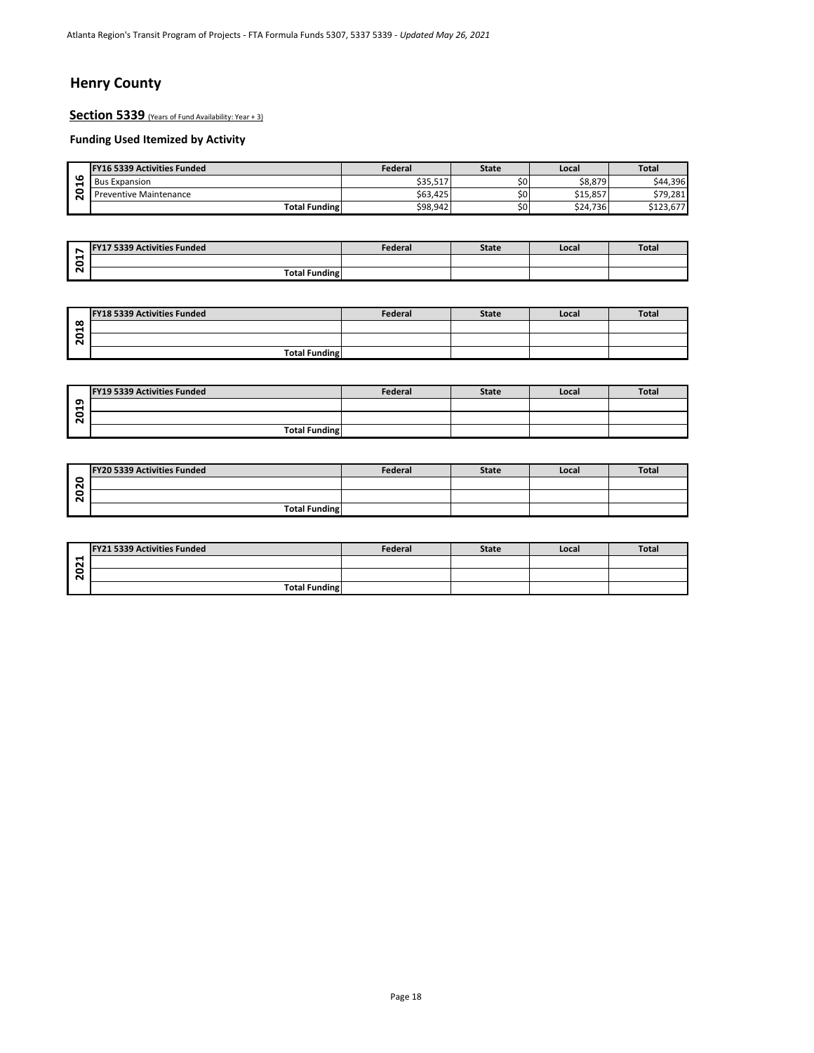## Henry County

### Section 5339 (Years of Fund Availability: Year + 3)

#### Funding Used Itemized by Activity

| | FY16 5339 Activities Funded | Federal | State | Local | Total |
|---|---|---|---|---|---|
| 2016 | Bus Expansion | $35,517 | $0 | $8,879 | $44,396 |
| | Preventive Maintenance | $63,425 | $0 | $15,857 | $79,281 |
| | Total Funding | $98,942 | $0 | $24,736 | $123,677 |

| | FY17 5339 Activities Funded | Federal | State | Local | Total |
|---|---|---|---|---|---|
| 2017 | | | | | |
| | Total Funding | | | | |

| | FY18 5339 Activities Funded | Federal | State | Local | Total |
|---|---|---|---|---|---|
| 2018 | | | | | |
| | | | | | |
| | Total Funding | | | | |

| | FY19 5339 Activities Funded | Federal | State | Local | Total |
|---|---|---|---|---|---|
| 2019 | | | | | |
| | | | | | |
| | Total Funding | | | | |

| | FY20 5339 Activities Funded | Federal | State | Local | Total |
|---|---|---|---|---|---|
| 2020 | | | | | |
| | | | | | |
| | Total Funding | | | | |

| | FY21 5339 Activities Funded | Federal | State | Local | Total |
|---|---|---|---|---|---|
| 2021 | | | | | |
| | | | | | |
| | Total Funding | | | | |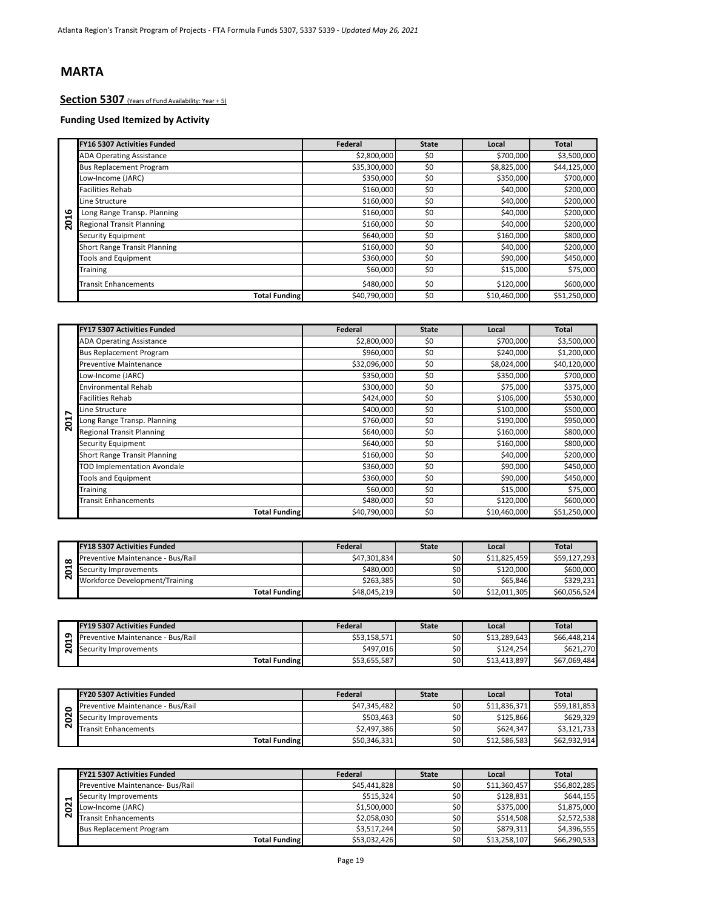# MARTA

## Section 5307 (Years of Fund Availability: Year + 5)

### Funding Used Itemized by Activity

| Year | FY16 5307 Activities Funded | Federal | State | Local | Total |
|---|---|---|---|---|---|
| 2016 | ADA Operating Assistance | $2,800,000 | $0 | $700,000 | $3,500,000 |
| | Bus Replacement Program | $35,300,000 | $0 | $8,825,000 | $44,125,000 |
| | Low-Income (JARC) | $350,000 | $0 | $350,000 | $700,000 |
| | Facilities Rehab | $160,000 | $0 | $40,000 | $200,000 |
| | Line Structure | $160,000 | $0 | $40,000 | $200,000 |
| | Long Range Transp. Planning | $160,000 | $0 | $40,000 | $200,000 |
| | Regional Transit Planning | $160,000 | $0 | $40,000 | $200,000 |
| | Security Equipment | $640,000 | $0 | $160,000 | $800,000 |
| | Short Range Transit Planning | $160,000 | $0 | $40,000 | $200,000 |
| | Tools and Equipment | $360,000 | $0 | $90,000 | $450,000 |
| | Training | $60,000 | $0 | $15,000 | $75,000 |
| | Transit Enhancements | $480,000 | $0 | $120,000 | $600,000 |
| | **Total Funding** | $40,790,000 | $0 | $10,460,000 | $51,250,000 |

| Year | FY17 5307 Activities Funded | Federal | State | Local | Total |
|---|---|---|---|---|---|
| 2017 | ADA Operating Assistance | $2,800,000 | $0 | $700,000 | $3,500,000 |
| | Bus Replacement Program | $960,000 | $0 | $240,000 | $1,200,000 |
| | Preventive Maintenance | $32,096,000 | $0 | $8,024,000 | $40,120,000 |
| | Low-Income (JARC) | $350,000 | $0 | $350,000 | $700,000 |
| | Environmental Rehab | $300,000 | $0 | $75,000 | $375,000 |
| | Facilities Rehab | $424,000 | $0 | $106,000 | $530,000 |
| | Line Structure | $400,000 | $0 | $100,000 | $500,000 |
| | Long Range Transp. Planning | $760,000 | $0 | $190,000 | $950,000 |
| | Regional Transit Planning | $640,000 | $0 | $160,000 | $800,000 |
| | Security Equipment | $640,000 | $0 | $160,000 | $800,000 |
| | Short Range Transit Planning | $160,000 | $0 | $40,000 | $200,000 |
| | TOD Implementation Avondale | $360,000 | $0 | $90,000 | $450,000 |
| | Tools and Equipment | $360,000 | $0 | $90,000 | $450,000 |
| | Training | $60,000 | $0 | $15,000 | $75,000 |
| | Transit Enhancements | $480,000 | $0 | $120,000 | $600,000 |
| | **Total Funding** | $40,790,000 | $0 | $10,460,000 | $51,250,000 |

| Year | FY18 5307 Activities Funded | Federal | State | Local | Total |
|---|---|---|---|---|---|
| 2018 | Preventive Maintenance - Bus/Rail | $47,301,834 | $0 | $11,825,459 | $59,127,293 |
| | Security Improvements | $480,000 | $0 | $120,000 | $600,000 |
| | Workforce Development/Training | $263,385 | $0 | $65,846 | $329,231 |
| | **Total Funding** | $48,045,219 | $0 | $12,011,305 | $60,056,524 |

| Year | FY19 5307 Activities Funded | Federal | State | Local | Total |
|---|---|---|---|---|---|
| 2019 | Preventive Maintenance - Bus/Rail | $53,158,571 | $0 | $13,289,643 | $66,448,214 |
| | Security Improvements | $497,016 | $0 | $124,254 | $621,270 |
| | **Total Funding** | $53,655,587 | $0 | $13,413,897 | $67,069,484 |

| Year | FY20 5307 Activities Funded | Federal | State | Local | Total |
|---|---|---|---|---|---|
| 2020 | Preventive Maintenance - Bus/Rail | $47,345,482 | $0 | $11,836,371 | $59,181,853 |
| | Security Improvements | $503,463 | $0 | $125,866 | $629,329 |
| | Transit Enhancements | $2,497,386 | $0 | $624,347 | $3,121,733 |
| | **Total Funding** | $50,346,331 | $0 | $12,586,583 | $62,932,914 |

| Year | FY21 5307 Activities Funded | Federal | State | Local | Total |
|---|---|---|---|---|---|
| 2021 | Preventive Maintenance- Bus/Rail | $45,441,828 | $0 | $11,360,457 | $56,802,285 |
| | Security Improvements | $515,324 | $0 | $128,831 | $644,155 |
| | Low-Income (JARC) | $1,500,000 | $0 | $375,000 | $1,875,000 |
| | Transit Enhancements | $2,058,030 | $0 | $514,508 | $2,572,538 |
| | Bus Replacement Program | $3,517,244 | $0 | $879,311 | $4,396,555 |
| | **Total Funding** | $53,032,426 | $0 | $13,258,107 | $66,290,533 |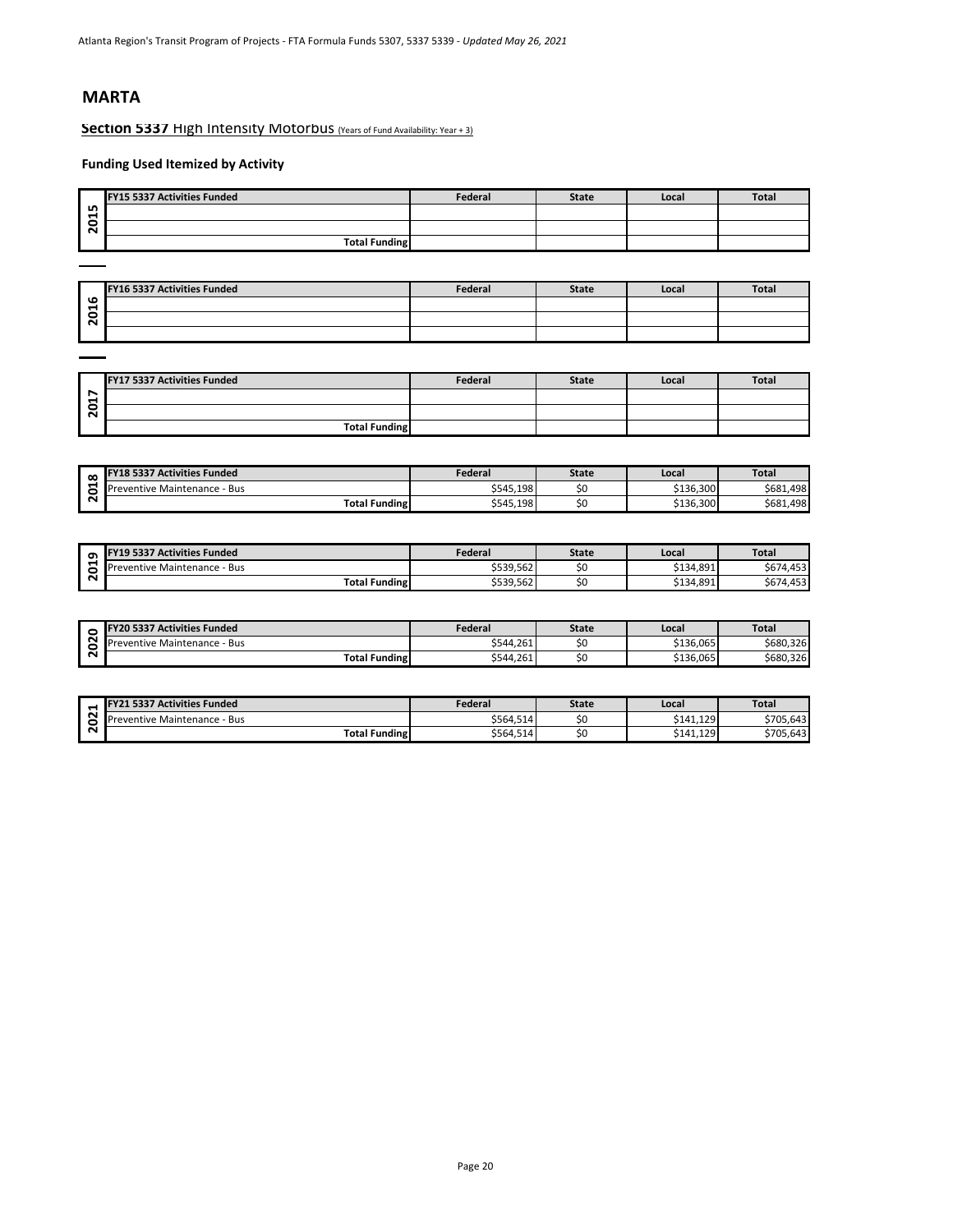# MARTA

**Section 5337** High Intensity Motorbus (Years of Fund Availability: Year + 3)

### Funding Used Itemized by Activity

| 2015 | FY15 5337 Activities Funded | Federal | State | Local | Total |
|---|---|---|---|---|---|
| | | | | | |
| | | | | | |
| | Total Funding | | | | |

| 2016 | FY16 5337 Activities Funded | Federal | State | Local | Total |
|---|---|---|---|---|---|
| | | | | | |
| | | | | | |
| | | | | | |

| 2017 | FY17 5337 Activities Funded | Federal | State | Local | Total |
|---|---|---|---|---|---|
| | | | | | |
| | | | | | |
| | Total Funding | | | | |

| 2018 | FY18 5337 Activities Funded | Federal | State | Local | Total |
|---|---|---|---|---|---|
| | Preventive Maintenance - Bus | $545,198 | $0 | $136,300 | $681,498 |
| | Total Funding | $545,198 | $0 | $136,300 | $681,498 |

| 2019 | FY19 5337 Activities Funded | Federal | State | Local | Total |
|---|---|---|---|---|---|
| | Preventive Maintenance - Bus | $539,562 | $0 | $134,891 | $674,453 |
| | Total Funding | $539,562 | $0 | $134,891 | $674,453 |

| 2020 | FY20 5337 Activities Funded | Federal | State | Local | Total |
|---|---|---|---|---|---|
| | Preventive Maintenance - Bus | $544,261 | $0 | $136,065 | $680,326 |
| | Total Funding | $544,261 | $0 | $136,065 | $680,326 |

| 2021 | FY21 5337 Activities Funded | Federal | State | Local | Total |
|---|---|---|---|---|---|
| | Preventive Maintenance - Bus | $564,514 | $0 | $141,129 | $705,643 |
| | Total Funding | $564,514 | $0 | $141,129 | $705,643 |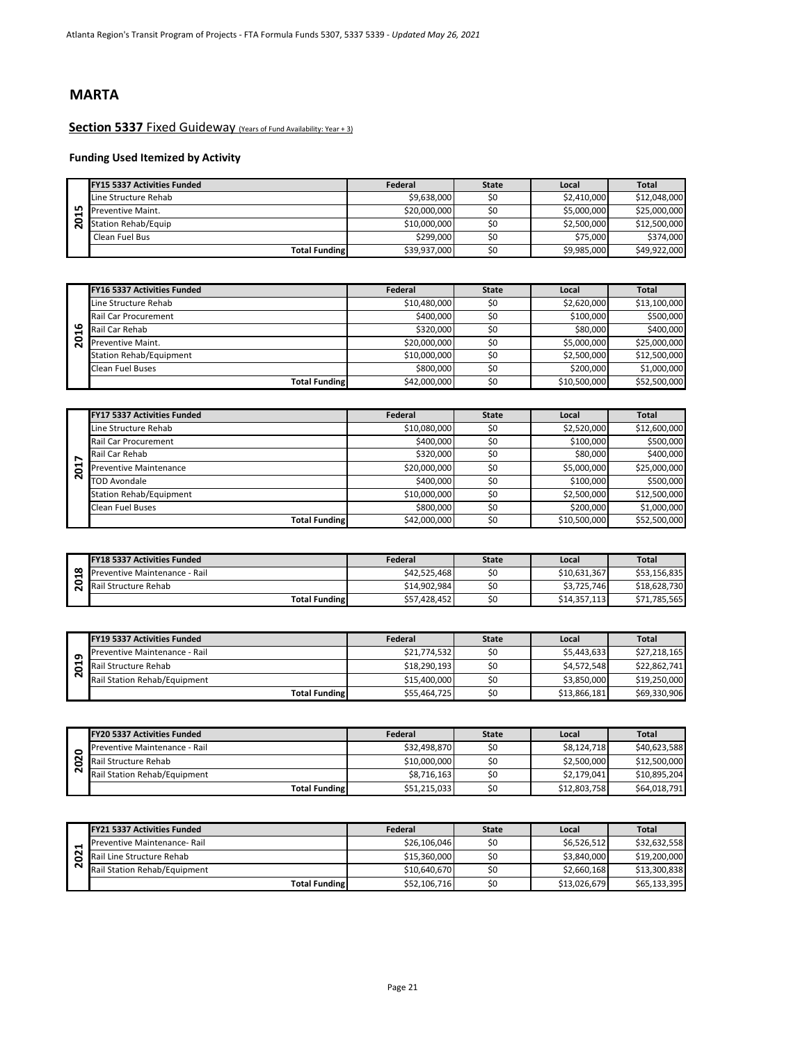# MARTA

## **Section 5337** Fixed Guideway (Years of Fund Availability: Year + 3)

### Funding Used Itemized by Activity

| | FY15 5337 Activities Funded | Federal | State | Local | Total |
|---|---|---|---|---|---|
| 2015 | Line Structure Rehab | $9,638,000 | $0 | $2,410,000 | $12,048,000 |
| | Preventive Maint. | $20,000,000 | $0 | $5,000,000 | $25,000,000 |
| | Station Rehab/Equip | $10,000,000 | $0 | $2,500,000 | $12,500,000 |
| | Clean Fuel Bus | $299,000 | $0 | $75,000 | $374,000 |
| | **Total Funding** | $39,937,000 | $0 | $9,985,000 | $49,922,000 |

| | FY16 5337 Activities Funded | Federal | State | Local | Total |
|---|---|---|---|---|---|
| 2016 | Line Structure Rehab | $10,480,000 | $0 | $2,620,000 | $13,100,000 |
| | Rail Car Procurement | $400,000 | $0 | $100,000 | $500,000 |
| | Rail Car Rehab | $320,000 | $0 | $80,000 | $400,000 |
| | Preventive Maint. | $20,000,000 | $0 | $5,000,000 | $25,000,000 |
| | Station Rehab/Equipment | $10,000,000 | $0 | $2,500,000 | $12,500,000 |
| | Clean Fuel Buses | $800,000 | $0 | $200,000 | $1,000,000 |
| | **Total Funding** | $42,000,000 | $0 | $10,500,000 | $52,500,000 |

| | FY17 5337 Activities Funded | Federal | State | Local | Total |
|---|---|---|---|---|---|
| 2017 | Line Structure Rehab | $10,080,000 | $0 | $2,520,000 | $12,600,000 |
| | Rail Car Procurement | $400,000 | $0 | $100,000 | $500,000 |
| | Rail Car Rehab | $320,000 | $0 | $80,000 | $400,000 |
| | Preventive Maintenance | $20,000,000 | $0 | $5,000,000 | $25,000,000 |
| | TOD Avondale | $400,000 | $0 | $100,000 | $500,000 |
| | Station Rehab/Equipment | $10,000,000 | $0 | $2,500,000 | $12,500,000 |
| | Clean Fuel Buses | $800,000 | $0 | $200,000 | $1,000,000 |
| | **Total Funding** | $42,000,000 | $0 | $10,500,000 | $52,500,000 |

| | FY18 5337 Activities Funded | Federal | State | Local | Total |
|---|---|---|---|---|---|
| 2018 | Preventive Maintenance - Rail | $42,525,468 | $0 | $10,631,367 | $53,156,835 |
| | Rail Structure Rehab | $14,902,984 | $0 | $3,725,746 | $18,628,730 |
| | **Total Funding** | $57,428,452 | $0 | $14,357,113 | $71,785,565 |

| | FY19 5337 Activities Funded | Federal | State | Local | Total |
|---|---|---|---|---|---|
| 2019 | Preventive Maintenance - Rail | $21,774,532 | $0 | $5,443,633 | $27,218,165 |
| | Rail Structure Rehab | $18,290,193 | $0 | $4,572,548 | $22,862,741 |
| | Rail Station Rehab/Equipment | $15,400,000 | $0 | $3,850,000 | $19,250,000 |
| | **Total Funding** | $55,464,725 | $0 | $13,866,181 | $69,330,906 |

| | FY20 5337 Activities Funded | Federal | State | Local | Total |
|---|---|---|---|---|---|
| 2020 | Preventive Maintenance - Rail | $32,498,870 | $0 | $8,124,718 | $40,623,588 |
| | Rail Structure Rehab | $10,000,000 | $0 | $2,500,000 | $12,500,000 |
| | Rail Station Rehab/Equipment | $8,716,163 | $0 | $2,179,041 | $10,895,204 |
| | **Total Funding** | $51,215,033 | $0 | $12,803,758 | $64,018,791 |

| | FY21 5337 Activities Funded | Federal | State | Local | Total |
|---|---|---|---|---|---|
| 2021 | Preventive Maintenance- Rail | $26,106,046 | $0 | $6,526,512 | $32,632,558 |
| | Rail Line Structure Rehab | $15,360,000 | $0 | $3,840,000 | $19,200,000 |
| | Rail Station Rehab/Equipment | $10,640,670 | $0 | $2,660,168 | $13,300,838 |
| | **Total Funding** | $52,106,716 | $0 | $13,026,679 | $65,133,395 |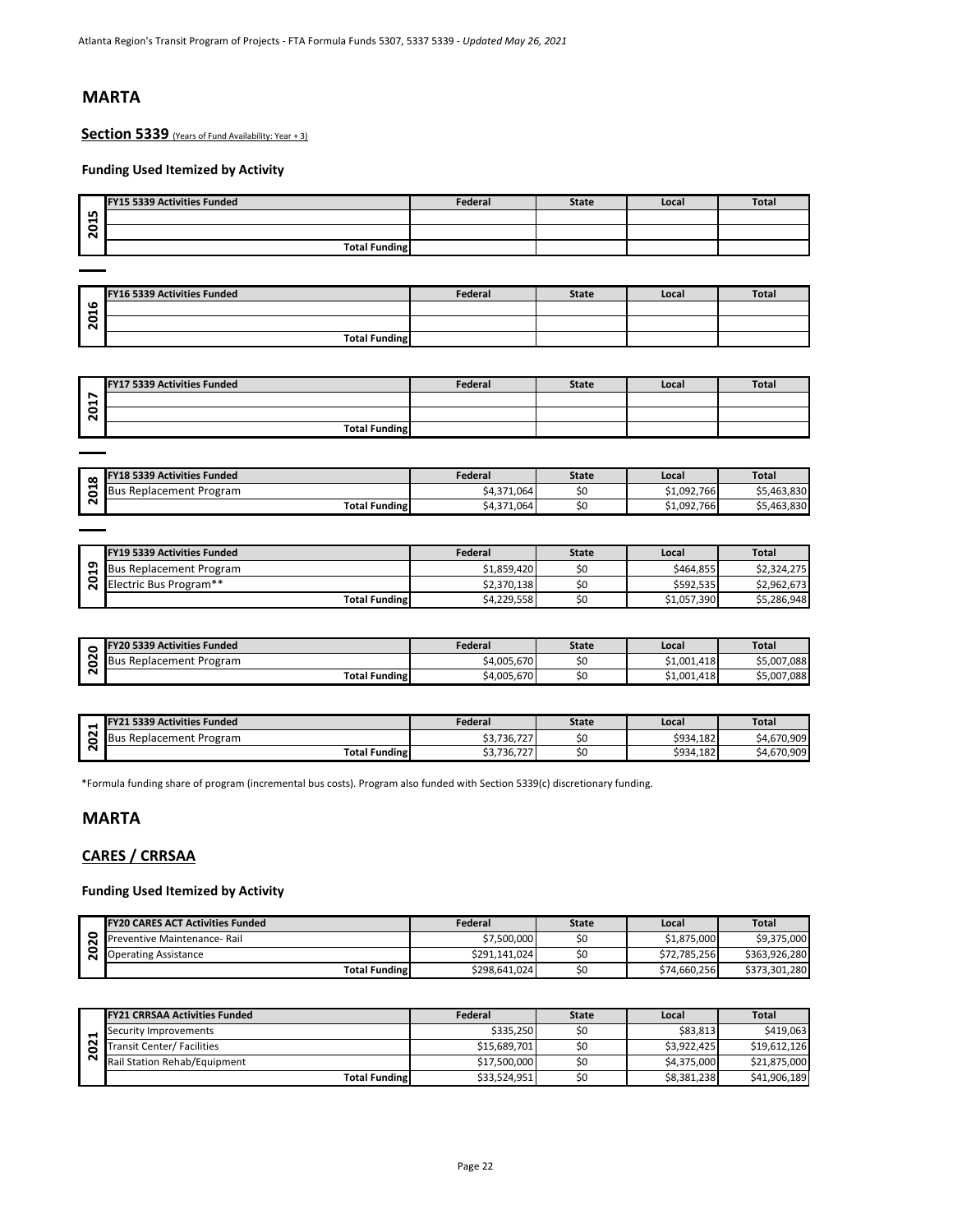# MARTA

## Section 5339 (Years of Fund Availability: Year + 3)

### Funding Used Itemized by Activity

| | FY15 5339 Activities Funded | Federal | State | Local | Total |
|---|---|---|---|---|---|
| 2015 | | | | | |
| | | | | | |
| | Total Funding | | | | |

| | FY16 5339 Activities Funded | Federal | State | Local | Total |
|---|---|---|---|---|---|
| 2016 | | | | | |
| | | | | | |
| | Total Funding | | | | |

| | FY17 5339 Activities Funded | Federal | State | Local | Total |
|---|---|---|---|---|---|
| 2017 | | | | | |
| | | | | | |
| | Total Funding | | | | |

| | FY18 5339 Activities Funded | Federal | State | Local | Total |
|---|---|---|---|---|---|
| 2018 | Bus Replacement Program | $4,371,064 | $0 | $1,092,766 | $5,463,830 |
| | Total Funding | $4,371,064 | $0 | $1,092,766 | $5,463,830 |

| | FY19 5339 Activities Funded | Federal | State | Local | Total |
|---|---|---|---|---|---|
| 2019 | Bus Replacement Program | $1,859,420 | $0 | $464,855 | $2,324,275 |
| | Electric Bus Program** | $2,370,138 | $0 | $592,535 | $2,962,673 |
| | Total Funding | $4,229,558 | $0 | $1,057,390 | $5,286,948 |

| | FY20 5339 Activities Funded | Federal | State | Local | Total |
|---|---|---|---|---|---|
| 2020 | Bus Replacement Program | $4,005,670 | $0 | $1,001,418 | $5,007,088 |
| | Total Funding | $4,005,670 | $0 | $1,001,418 | $5,007,088 |

| | FY21 5339 Activities Funded | Federal | State | Local | Total |
|---|---|---|---|---|---|
| 2021 | Bus Replacement Program | $3,736,727 | $0 | $934,182 | $4,670,909 |
| | Total Funding | $3,736,727 | $0 | $934,182 | $4,670,909 |

*Formula funding share of program (incremental bus costs). Program also funded with Section 5339(c) discretionary funding.

# MARTA

## CARES / CRRSAA

### Funding Used Itemized by Activity

| | FY20 CARES ACT Activities Funded | Federal | State | Local | Total |
|---|---|---|---|---|---|
| 2020 | Preventive Maintenance- Rail | $7,500,000 | $0 | $1,875,000 | $9,375,000 |
| | Operating Assistance | $291,141,024 | $0 | $72,785,256 | $363,926,280 |
| | Total Funding | $298,641,024 | $0 | $74,660,256 | $373,301,280 |

| | FY21 CRRSAA Activities Funded | Federal | State | Local | Total |
|---|---|---|---|---|---|
| 2021 | Security Improvements | $335,250 | $0 | $83,813 | $419,063 |
| | Transit Center/ Facilities | $15,689,701 | $0 | $3,922,425 | $19,612,126 |
| | Rail Station Rehab/Equipment | $17,500,000 | $0 | $4,375,000 | $21,875,000 |
| | Total Funding | $33,524,951 | $0 | $8,381,238 | $41,906,189 |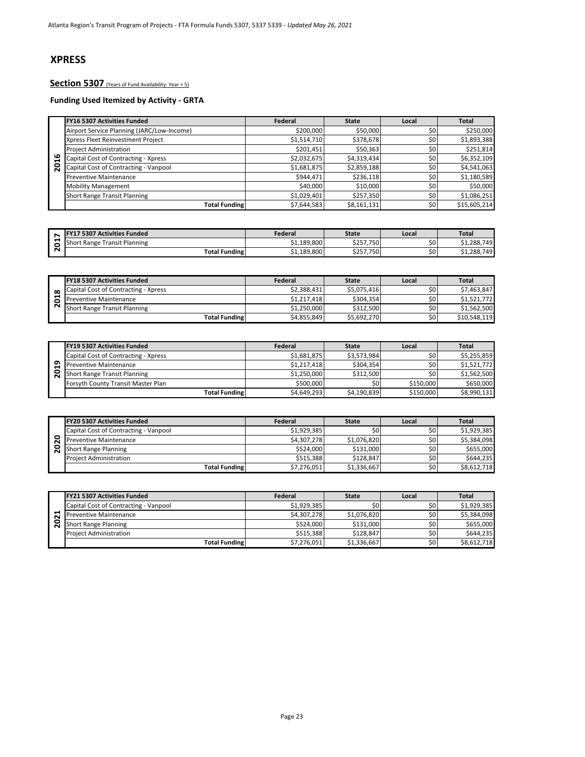# XPRESS

## Section 5307 (Years of Fund Availability: Year + 5)

### Funding Used Itemized by Activity - GRTA

| | FY16 5307 Activities Funded | Federal | State | Local | Total |
|---|---|---|---|---|---|
| 2016 | Airport Service Planning (JARC/Low-Income) | $200,000 | $50,000 | $0 | $250,000 |
| | Xpress Fleet Reinvestment Project | $1,514,710 | $378,678 | $0 | $1,893,388 |
| | Project Administration | $201,451 | $50,363 | $0 | $251,814 |
| | Capital Cost of Contracting - Xpress | $2,032,675 | $4,319,434 | $0 | $6,352,109 |
| | Capital Cost of Contracting - Vanpool | $1,681,875 | $2,859,188 | $0 | $4,541,063 |
| | Preventive Maintenance | $944,471 | $236,118 | $0 | $1,180,589 |
| | Mobility Management | $40,000 | $10,000 | $0 | $50,000 |
| | Short Range Transit Planning | $1,029,401 | $257,350 | $0 | $1,086,251 |
| | **Total Funding** | $7,644,583 | $8,161,131 | $0 | $15,605,214 |

| | FY17 5307 Activities Funded | Federal | State | Local | Total |
|---|---|---|---|---|---|
| 2017 | Short Range Transit Planning | $1,189,800 | $257,750 | $0 | $1,288,749 |
| | **Total Funding** | $1,189,800 | $257,750 | $0 | $1,288,749 |

| | FY18 5307 Activities Funded | Federal | State | Local | Total |
|---|---|---|---|---|---|
| 2018 | Capital Cost of Contracting - Xpress | $2,388,431 | $5,075,416 | $0 | $7,463,847 |
| | Preventive Maintenance | $1,217,418 | $304,354 | $0 | $1,521,772 |
| | Short Range Transit Planning | $1,250,000 | $312,500 | $0 | $1,562,500 |
| | **Total Funding** | $4,855,849 | $5,692,270 | $0 | $10,548,119 |

| | FY19 5307 Activities Funded | Federal | State | Local | Total |
|---|---|---|---|---|---|
| 2019 | Capital Cost of Contracting - Xpress | $1,681,875 | $3,573,984 | $0 | $5,255,859 |
| | Preventive Maintenance | $1,217,418 | $304,354 | $0 | $1,521,772 |
| | Short Range Transit Planning | $1,250,000 | $312,500 | $0 | $1,562,500 |
| | Forsyth County Transit Master Plan | $500,000 | $0 | $150,000 | $650,000 |
| | **Total Funding** | $4,649,293 | $4,190,839 | $150,000 | $8,990,131 |

| | FY20 5307 Activities Funded | Federal | State | Local | Total |
|---|---|---|---|---|---|
| 2020 | Capital Cost of Contracting - Vanpool | $1,929,385 | $0 | $0 | $1,929,385 |
| | Preventive Maintenance | $4,307,278 | $1,076,820 | $0 | $5,384,098 |
| | Short Range Planning | $524,000 | $131,000 | $0 | $655,000 |
| | Project Administration | $515,388 | $128,847 | $0 | $644,235 |
| | **Total Funding** | $7,276,051 | $1,336,667 | $0 | $8,612,718 |

| | FY21 5307 Activities Funded | Federal | State | Local | Total |
|---|---|---|---|---|---|
| 2021 | Capital Cost of Contracting - Vanpool | $1,929,385 | $0 | $0 | $1,929,385 |
| | Preventive Maintenance | $4,307,278 | $1,076,820 | $0 | $5,384,098 |
| | Short Range Planning | $524,000 | $131,000 | $0 | $655,000 |
| | Project Administration | $515,388 | $128,847 | $0 | $644,235 |
| | **Total Funding** | $7,276,051 | $1,336,667 | $0 | $8,612,718 |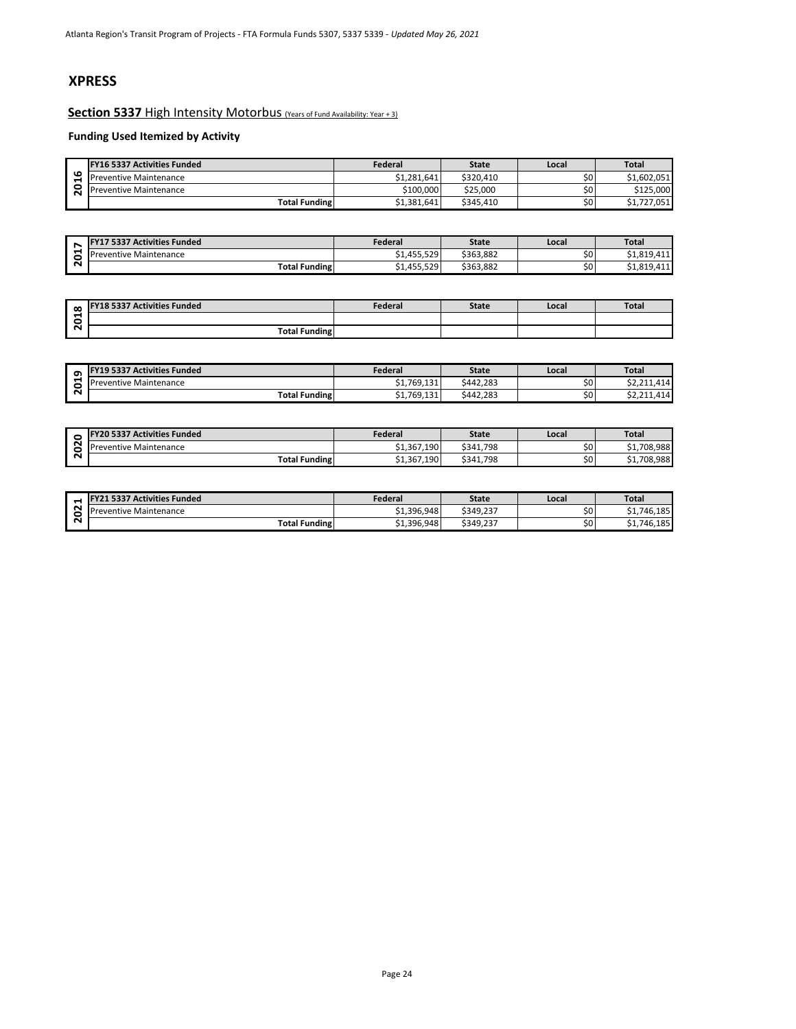## XPRESS

### **Section 5337** High Intensity Motorbus (Years of Fund Availability: Year + 3)

#### Funding Used Itemized by Activity

| 2016 | FY16 5337 Activities Funded | Federal | State | Local | Total |
|---|---|---|---|---|---|
| | Preventive Maintenance | $1,281,641 | $320,410 | $0 | $1,602,051 |
| | Preventive Maintenance | $100,000 | $25,000 | $0 | $125,000 |
| | Total Funding | $1,381,641 | $345,410 | $0 | $1,727,051 |

| 2017 | FY17 5337 Activities Funded | Federal | State | Local | Total |
|---|---|---|---|---|---|
| | Preventive Maintenance | $1,455,529 | $363,882 | $0 | $1,819,411 |
| | Total Funding | $1,455,529 | $363,882 | $0 | $1,819,411 |

| 2018 | FY18 5337 Activities Funded | Federal | State | Local | Total |
|---|---|---|---|---|---|
| | | | | | |
| | Total Funding | | | | |

| 2019 | FY19 5337 Activities Funded | Federal | State | Local | Total |
|---|---|---|---|---|---|
| | Preventive Maintenance | $1,769,131 | $442,283 | $0 | $2,211,414 |
| | Total Funding | $1,769,131 | $442,283 | $0 | $2,211,414 |

| 2020 | FY20 5337 Activities Funded | Federal | State | Local | Total |
|---|---|---|---|---|---|
| | Preventive Maintenance | $1,367,190 | $341,798 | $0 | $1,708,988 |
| | Total Funding | $1,367,190 | $341,798 | $0 | $1,708,988 |

| 2021 | FY21 5337 Activities Funded | Federal | State | Local | Total |
|---|---|---|---|---|---|
| | Preventive Maintenance | $1,396,948 | $349,237 | $0 | $1,746,185 |
| | Total Funding | $1,396,948 | $349,237 | $0 | $1,746,185 |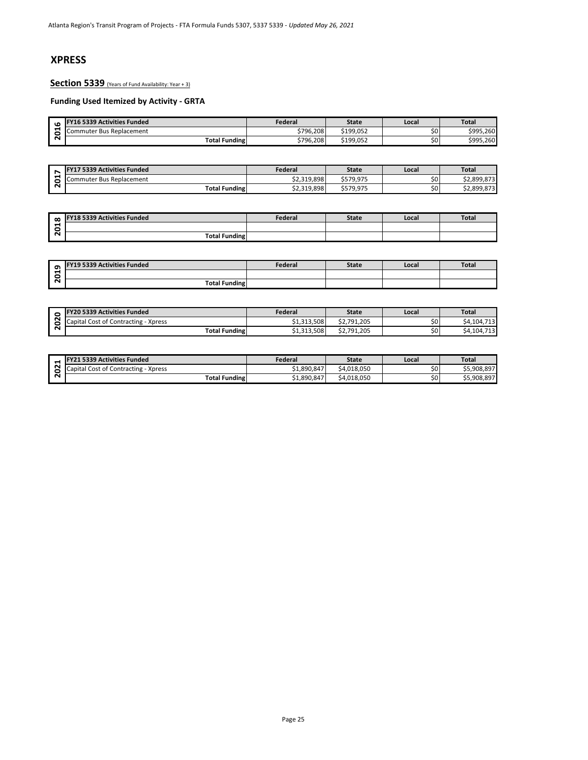# XPRESS

## Section 5339 (Years of Fund Availability: Year + 3)

### Funding Used Itemized by Activity - GRTA

| 2016 | FY16 5339 Activities Funded | Federal | State | Local | Total |
|---|---|---|---|---|---|
| | Commuter Bus Replacement | $796,208 | $199,052 | $0 | $995,260 |
| | Total Funding | $796,208 | $199,052 | $0 | $995,260 |

| 2017 | FY17 5339 Activities Funded | Federal | State | Local | Total |
|---|---|---|---|---|---|
| | Commuter Bus Replacement | $2,319,898 | $579,975 | $0 | $2,899,873 |
| | Total Funding | $2,319,898 | $579,975 | $0 | $2,899,873 |

| 2018 | FY18 5339 Activities Funded | Federal | State | Local | Total |
|---|---|---|---|---|---|
| | | | | | |
| | Total Funding | | | | |

| 2019 | FY19 5339 Activities Funded | Federal | State | Local | Total |
|---|---|---|---|---|---|
| | | | | | |
| | Total Funding | | | | |

| 2020 | FY20 5339 Activities Funded | Federal | State | Local | Total |
|---|---|---|---|---|---|
| | Capital Cost of Contracting - Xpress | $1,313,508 | $2,791,205 | $0 | $4,104,713 |
| | Total Funding | $1,313,508 | $2,791,205 | $0 | $4,104,713 |

| 2021 | FY21 5339 Activities Funded | Federal | State | Local | Total |
|---|---|---|---|---|---|
| | Capital Cost of Contracting - Xpress | $1,890,847 | $4,018,050 | $0 | $5,908,897 |
| | Total Funding | $1,890,847 | $4,018,050 | $0 | $5,908,897 |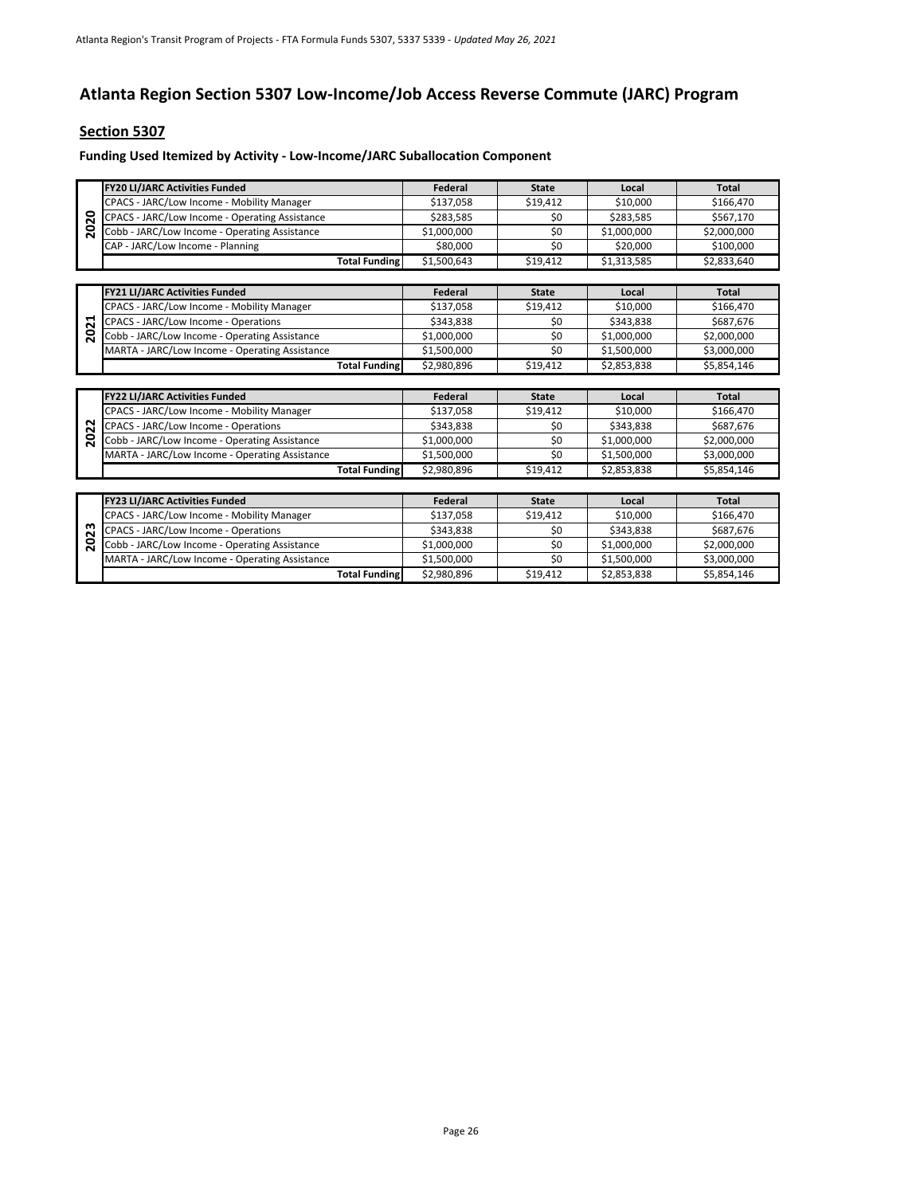# Atlanta Region Section 5307 Low-Income/Job Access Reverse Commute (JARC) Program

## Section 5307

### Funding Used Itemized by Activity - Low-Income/JARC Suballocation Component

| | FY20 LI/JARC Activities Funded | Federal | State | Local | Total |
|---|---|---|---|---|---|
| 2020 | CPACS - JARC/Low Income - Mobility Manager | $137,058 | $19,412 | $10,000 | $166,470 |
| | CPACS - JARC/Low Income - Operating Assistance | $283,585 | $0 | $283,585 | $567,170 |
| | Cobb - JARC/Low Income - Operating Assistance | $1,000,000 | $0 | $1,000,000 | $2,000,000 |
| | CAP - JARC/Low Income - Planning | $80,000 | $0 | $20,000 | $100,000 |
| | **Total Funding** | $1,500,643 | $19,412 | $1,313,585 | $2,833,640 |

| | FY21 LI/JARC Activities Funded | Federal | State | Local | Total |
|---|---|---|---|---|---|
| 2021 | CPACS - JARC/Low Income - Mobility Manager | $137,058 | $19,412 | $10,000 | $166,470 |
| | CPACS - JARC/Low Income - Operations | $343,838 | $0 | $343,838 | $687,676 |
| | Cobb - JARC/Low Income - Operating Assistance | $1,000,000 | $0 | $1,000,000 | $2,000,000 |
| | MARTA - JARC/Low Income - Operating Assistance | $1,500,000 | $0 | $1,500,000 | $3,000,000 |
| | **Total Funding** | $2,980,896 | $19,412 | $2,853,838 | $5,854,146 |

| | FY22 LI/JARC Activities Funded | Federal | State | Local | Total |
|---|---|---|---|---|---|
| 2022 | CPACS - JARC/Low Income - Mobility Manager | $137,058 | $19,412 | $10,000 | $166,470 |
| | CPACS - JARC/Low Income - Operations | $343,838 | $0 | $343,838 | $687,676 |
| | Cobb - JARC/Low Income - Operating Assistance | $1,000,000 | $0 | $1,000,000 | $2,000,000 |
| | MARTA - JARC/Low Income - Operating Assistance | $1,500,000 | $0 | $1,500,000 | $3,000,000 |
| | **Total Funding** | $2,980,896 | $19,412 | $2,853,838 | $5,854,146 |

| | FY23 LI/JARC Activities Funded | Federal | State | Local | Total |
|---|---|---|---|---|---|
| 2023 | CPACS - JARC/Low Income - Mobility Manager | $137,058 | $19,412 | $10,000 | $166,470 |
| | CPACS - JARC/Low Income - Operations | $343,838 | $0 | $343,838 | $687,676 |
| | Cobb - JARC/Low Income - Operating Assistance | $1,000,000 | $0 | $1,000,000 | $2,000,000 |
| | MARTA - JARC/Low Income - Operating Assistance | $1,500,000 | $0 | $1,500,000 | $3,000,000 |
| | **Total Funding** | $2,980,896 | $19,412 | $2,853,838 | $5,854,146 |